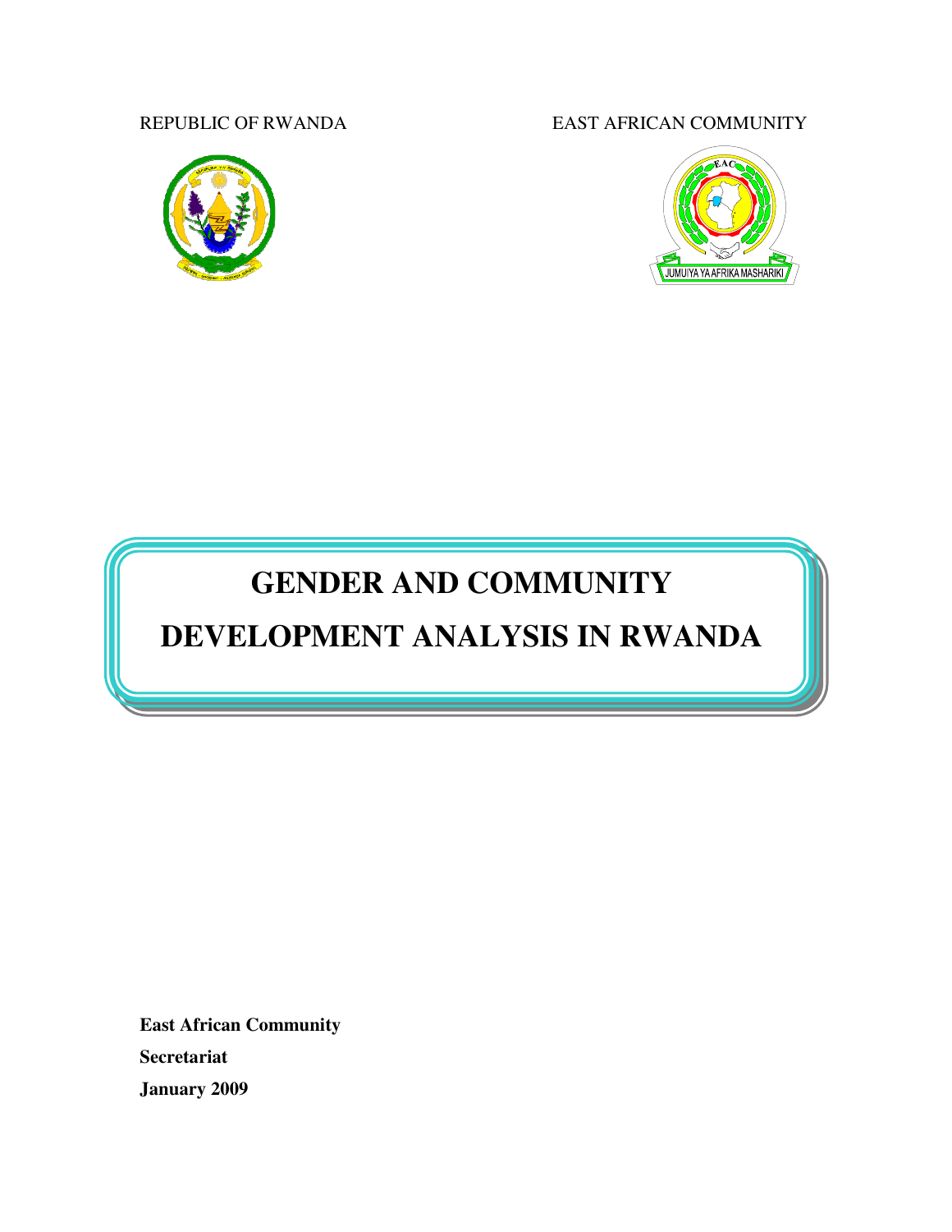REPUBLIC OF RWANDA

EAST AFRICAN COMMUNITY

JUMUIYA YA AFRIKA MASHARIKI

# GENDER AND COMMUNITY DEVELOPMENT ANALYSIS IN RWANDA

**East African Community**

**Secretariat**

**January 2009**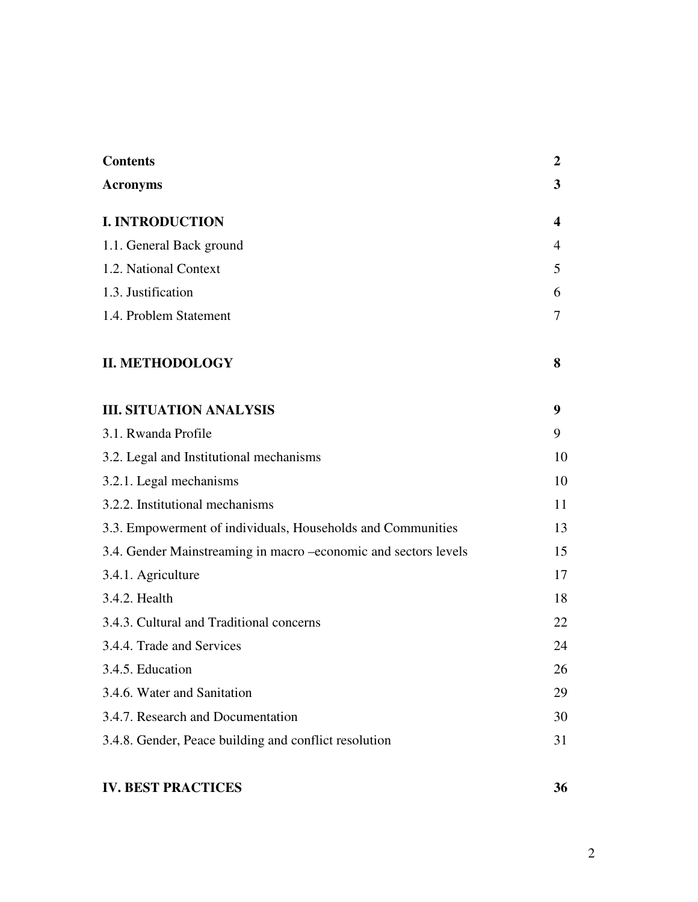| | |
|---|---|
| **Contents** | **2** |
| **Acronyms** | **3** |
| **I. INTRODUCTION** | **4** |
| 1.1. General Back ground | 4 |
| 1.2. National Context | 5 |
| 1.3. Justification | 6 |
| 1.4. Problem Statement | 7 |
| **II. METHODOLOGY** | **8** |
| **III. SITUATION ANALYSIS** | **9** |
| 3.1. Rwanda Profile | 9 |
| 3.2. Legal and Institutional mechanisms | 10 |
| 3.2.1. Legal mechanisms | 10 |
| 3.2.2. Institutional mechanisms | 11 |
| 3.3. Empowerment of individuals, Households and Communities | 13 |
| 3.4. Gender Mainstreaming in macro –economic and sectors levels | 15 |
| 3.4.1. Agriculture | 17 |
| 3.4.2. Health | 18 |
| 3.4.3. Cultural and Traditional concerns | 22 |
| 3.4.4. Trade and Services | 24 |
| 3.4.5. Education | 26 |
| 3.4.6. Water and Sanitation | 29 |
| 3.4.7. Research and Documentation | 30 |
| 3.4.8. Gender, Peace building and conflict resolution | 31 |
| **IV. BEST PRACTICES** | **36** |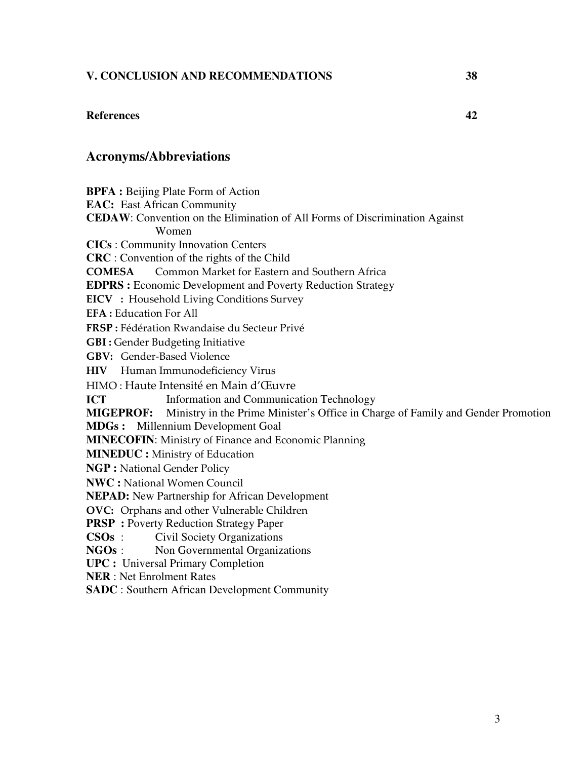**V. CONCLUSION AND RECOMMENDATIONS** **38**

**References** **42**

## Acronyms/Abbreviations

**BPFA :** Beijing Plate Form of Action
**EAC:** East African Community
**CEDAW**: Convention on the Elimination of All Forms of Discrimination Against Women
**CICs** : Community Innovation Centers
**CRC** : Convention of the rights of the Child
**COMESA** Common Market for Eastern and Southern Africa
**EDPRS :** Economic Development and Poverty Reduction Strategy
**EICV :** Household Living Conditions Survey
**EFA :** Education For All
**FRSP :** Fédération Rwandaise du Secteur Privé
**GBI :** Gender Budgeting Initiative
**GBV:** Gender-Based Violence
**HIV** Human Immunodeficiency Virus
HIMO : Haute Intensité en Main d'Œuvre
**ICT** Information and Communication Technology
**MIGEPROF:** Ministry in the Prime Minister's Office in Charge of Family and Gender Promotion
**MDGs :** Millennium Development Goal
**MINECOFIN**: Ministry of Finance and Economic Planning
**MINEDUC :** Ministry of Education
**NGP :** National Gender Policy
**NWC :** National Women Council
**NEPAD:** New Partnership for African Development
**OVC:** Orphans and other Vulnerable Children
**PRSP :** Poverty Reduction Strategy Paper
**CSOs** : Civil Society Organizations
**NGOs** : Non Governmental Organizations
**UPC :** Universal Primary Completion
**NER** : Net Enrolment Rates
**SADC** : Southern African Development Community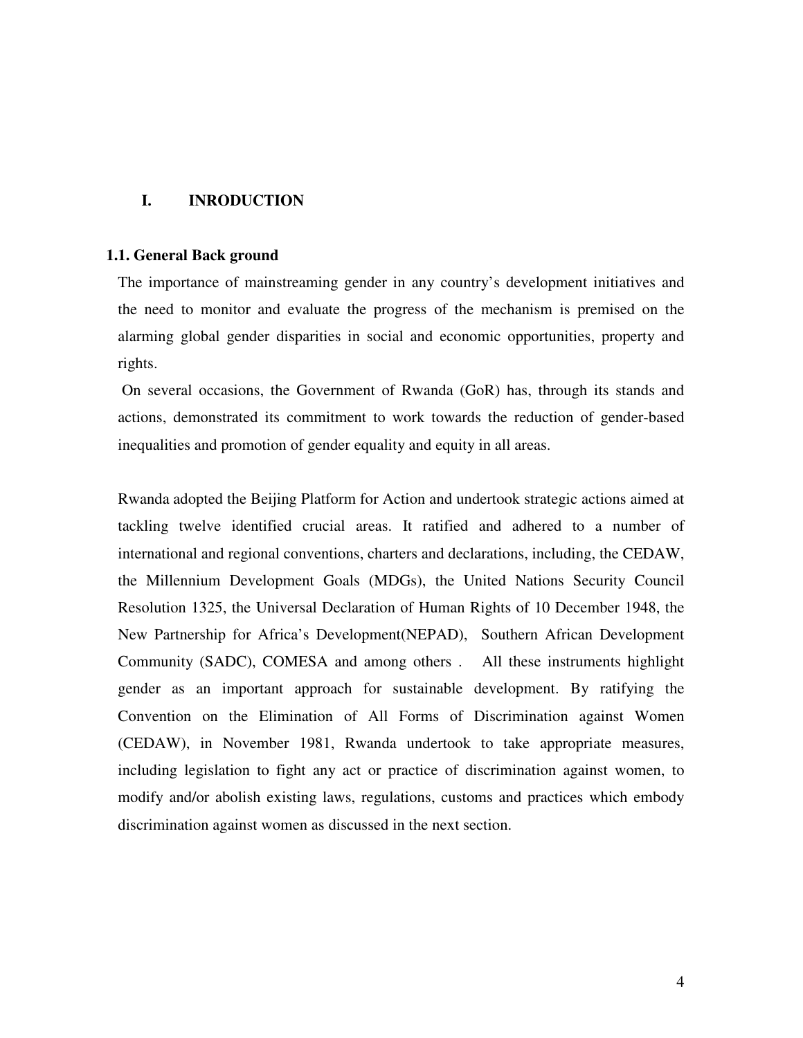# I. INRODUCTION

## 1.1. General Back ground

The importance of mainstreaming gender in any country's development initiatives and the need to monitor and evaluate the progress of the mechanism is premised on the alarming global gender disparities in social and economic opportunities, property and rights.

On several occasions, the Government of Rwanda (GoR) has, through its stands and actions, demonstrated its commitment to work towards the reduction of gender-based inequalities and promotion of gender equality and equity in all areas.

Rwanda adopted the Beijing Platform for Action and undertook strategic actions aimed at tackling twelve identified crucial areas. It ratified and adhered to a number of international and regional conventions, charters and declarations, including, the CEDAW, the Millennium Development Goals (MDGs), the United Nations Security Council Resolution 1325, the Universal Declaration of Human Rights of 10 December 1948, the New Partnership for Africa's Development(NEPAD), Southern African Development Community (SADC), COMESA and among others . All these instruments highlight gender as an important approach for sustainable development. By ratifying the Convention on the Elimination of All Forms of Discrimination against Women (CEDAW), in November 1981, Rwanda undertook to take appropriate measures, including legislation to fight any act or practice of discrimination against women, to modify and/or abolish existing laws, regulations, customs and practices which embody discrimination against women as discussed in the next section.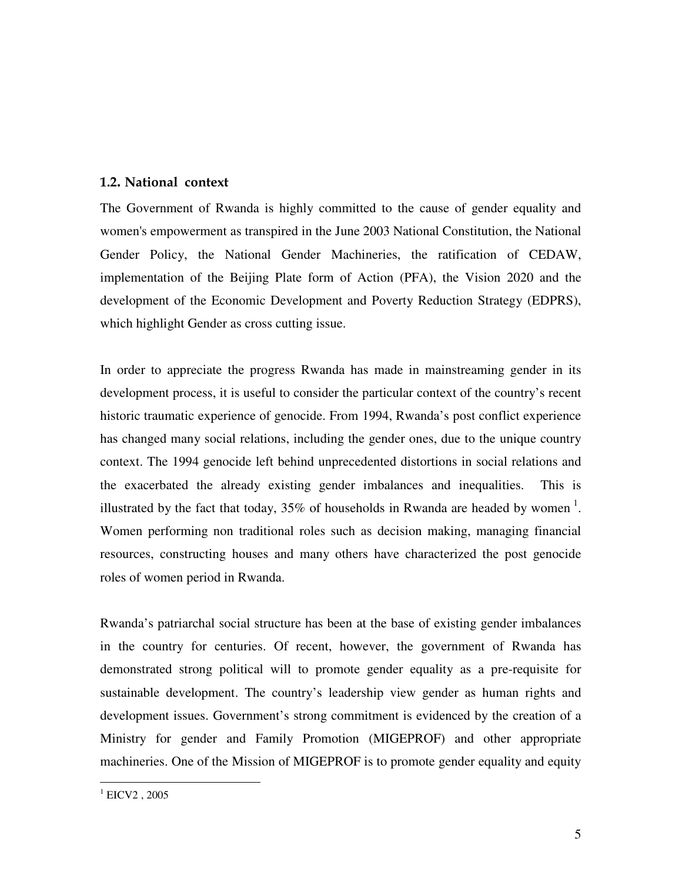## 1.2. National context

The Government of Rwanda is highly committed to the cause of gender equality and women's empowerment as transpired in the June 2003 National Constitution, the National Gender Policy, the National Gender Machineries, the ratification of CEDAW, implementation of the Beijing Plate form of Action (PFA), the Vision 2020 and the development of the Economic Development and Poverty Reduction Strategy (EDPRS), which highlight Gender as cross cutting issue.

In order to appreciate the progress Rwanda has made in mainstreaming gender in its development process, it is useful to consider the particular context of the country's recent historic traumatic experience of genocide. From 1994, Rwanda's post conflict experience has changed many social relations, including the gender ones, due to the unique country context. The 1994 genocide left behind unprecedented distortions in social relations and the exacerbated the already existing gender imbalances and inequalities. This is illustrated by the fact that today, 35% of households in Rwanda are headed by women [1]. Women performing non traditional roles such as decision making, managing financial resources, constructing houses and many others have characterized the post genocide roles of women period in Rwanda.

Rwanda's patriarchal social structure has been at the base of existing gender imbalances in the country for centuries. Of recent, however, the government of Rwanda has demonstrated strong political will to promote gender equality as a pre-requisite for sustainable development. The country's leadership view gender as human rights and development issues. Government's strong commitment is evidenced by the creation of a Ministry for gender and Family Promotion (MIGEPROF) and other appropriate machineries. One of the Mission of MIGEPROF is to promote gender equality and equity

[1] EICV2 , 2005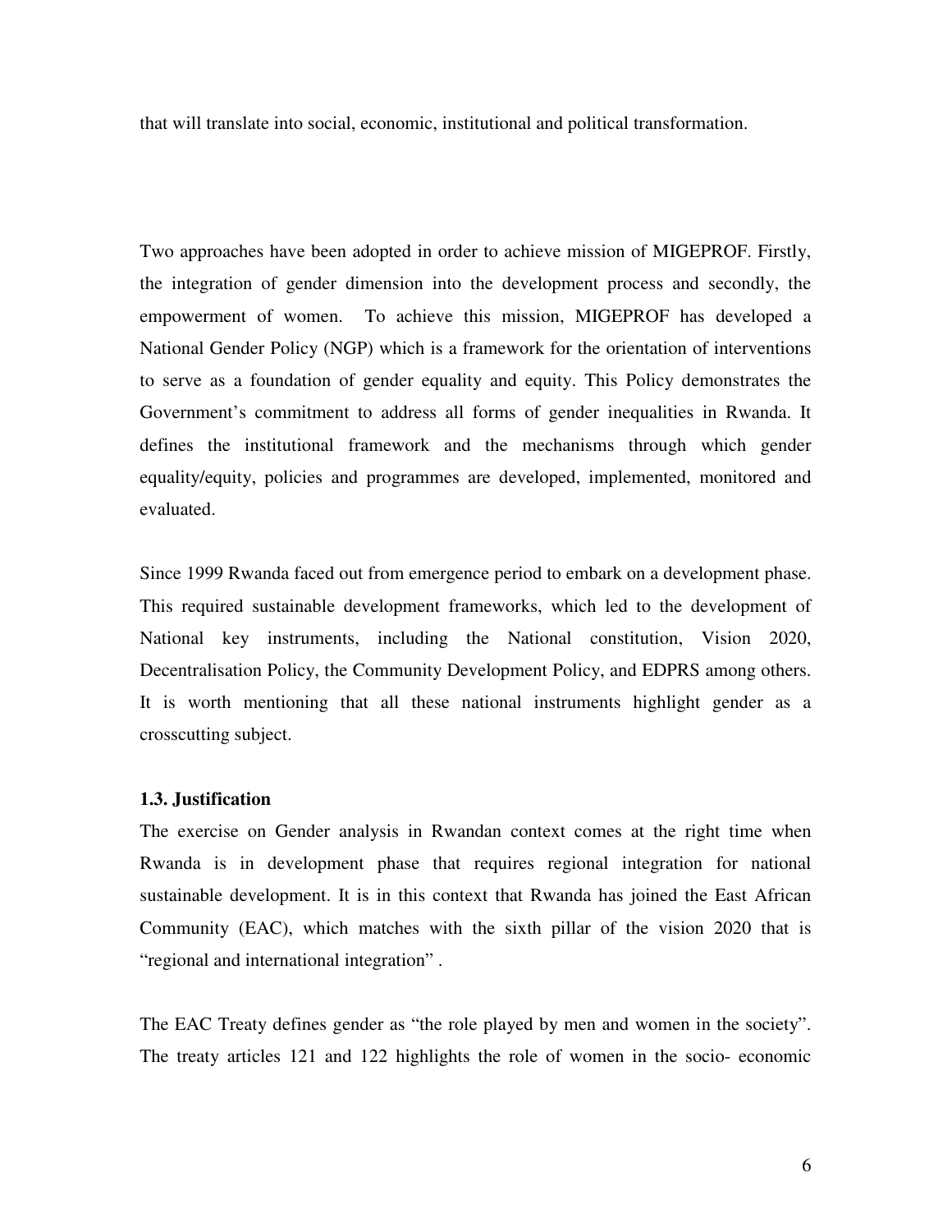that will translate into social, economic, institutional and political transformation.

Two approaches have been adopted in order to achieve mission of MIGEPROF. Firstly, the integration of gender dimension into the development process and secondly, the empowerment of women. To achieve this mission, MIGEPROF has developed a National Gender Policy (NGP) which is a framework for the orientation of interventions to serve as a foundation of gender equality and equity. This Policy demonstrates the Government's commitment to address all forms of gender inequalities in Rwanda. It defines the institutional framework and the mechanisms through which gender equality/equity, policies and programmes are developed, implemented, monitored and evaluated.

Since 1999 Rwanda faced out from emergence period to embark on a development phase. This required sustainable development frameworks, which led to the development of National key instruments, including the National constitution, Vision 2020, Decentralisation Policy, the Community Development Policy, and EDPRS among others. It is worth mentioning that all these national instruments highlight gender as a crosscutting subject.

### 1.3. Justification

The exercise on Gender analysis in Rwandan context comes at the right time when Rwanda is in development phase that requires regional integration for national sustainable development. It is in this context that Rwanda has joined the East African Community (EAC), which matches with the sixth pillar of the vision 2020 that is "regional and international integration" .

The EAC Treaty defines gender as "the role played by men and women in the society". The treaty articles 121 and 122 highlights the role of women in the socio- economic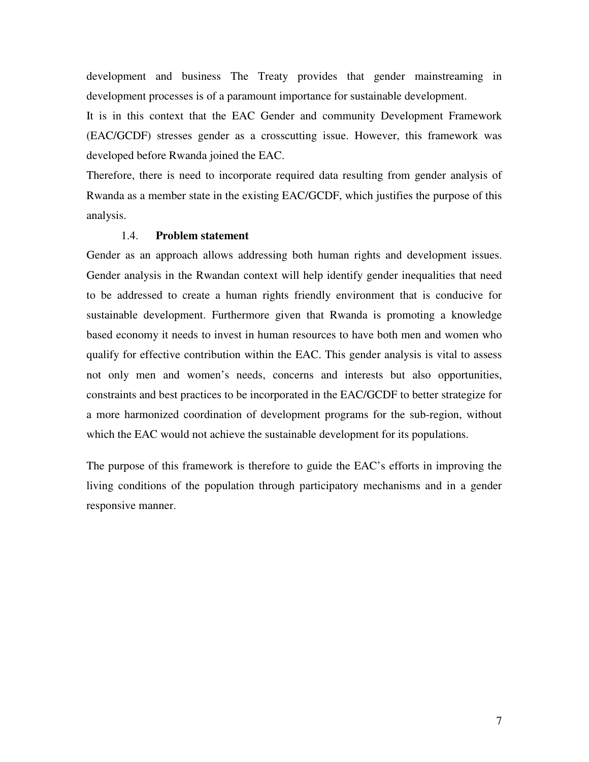development and business The Treaty provides that gender mainstreaming in development processes is of a paramount importance for sustainable development.

It is in this context that the EAC Gender and community Development Framework (EAC/GCDF) stresses gender as a crosscutting issue. However, this framework was developed before Rwanda joined the EAC.

Therefore, there is need to incorporate required data resulting from gender analysis of Rwanda as a member state in the existing EAC/GCDF, which justifies the purpose of this analysis.

### 1.4. **Problem statement**

Gender as an approach allows addressing both human rights and development issues. Gender analysis in the Rwandan context will help identify gender inequalities that need to be addressed to create a human rights friendly environment that is conducive for sustainable development. Furthermore given that Rwanda is promoting a knowledge based economy it needs to invest in human resources to have both men and women who qualify for effective contribution within the EAC. This gender analysis is vital to assess not only men and women's needs, concerns and interests but also opportunities, constraints and best practices to be incorporated in the EAC/GCDF to better strategize for a more harmonized coordination of development programs for the sub-region, without which the EAC would not achieve the sustainable development for its populations.

The purpose of this framework is therefore to guide the EAC's efforts in improving the living conditions of the population through participatory mechanisms and in a gender responsive manner.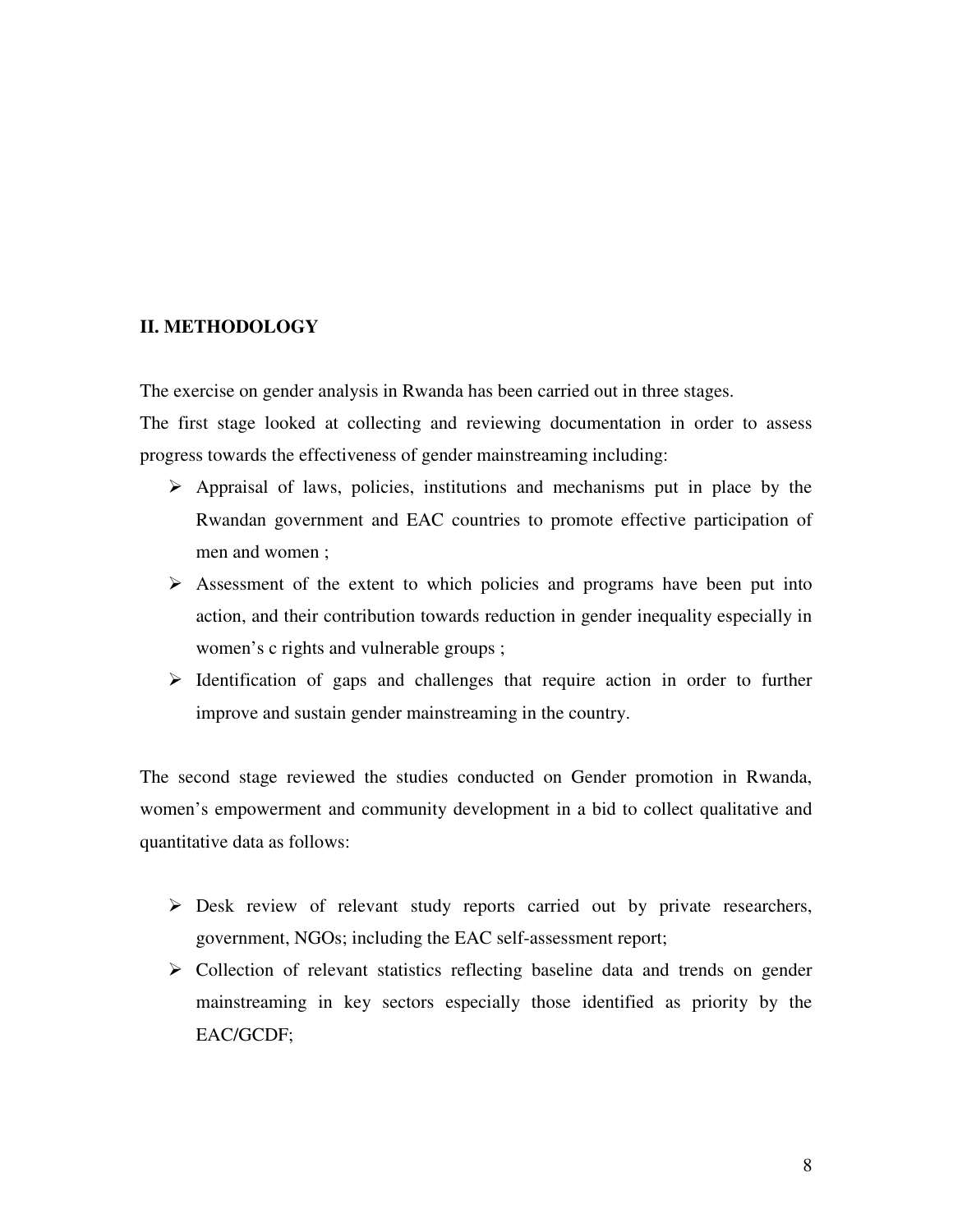## II. METHODOLOGY

The exercise on gender analysis in Rwanda has been carried out in three stages.

The first stage looked at collecting and reviewing documentation in order to assess progress towards the effectiveness of gender mainstreaming including:

- Appraisal of laws, policies, institutions and mechanisms put in place by the Rwandan government and EAC countries to promote effective participation of men and women ;
- Assessment of the extent to which policies and programs have been put into action, and their contribution towards reduction in gender inequality especially in women's c rights and vulnerable groups ;
- Identification of gaps and challenges that require action in order to further improve and sustain gender mainstreaming in the country.

The second stage reviewed the studies conducted on Gender promotion in Rwanda, women's empowerment and community development in a bid to collect qualitative and quantitative data as follows:

- Desk review of relevant study reports carried out by private researchers, government, NGOs; including the EAC self-assessment report;
- Collection of relevant statistics reflecting baseline data and trends on gender mainstreaming in key sectors especially those identified as priority by the EAC/GCDF;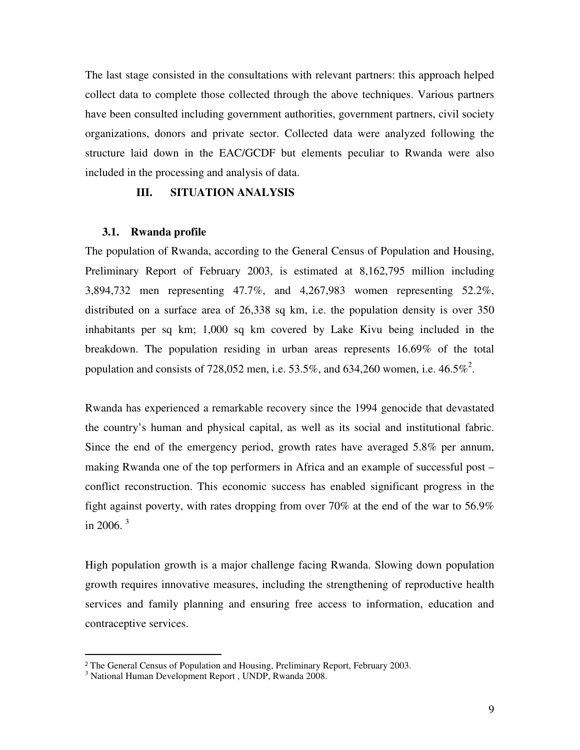The last stage consisted in the consultations with relevant partners: this approach helped collect data to complete those collected through the above techniques. Various partners have been consulted including government authorities, government partners, civil society organizations, donors and private sector. Collected data were analyzed following the structure laid down in the EAC/GCDF but elements peculiar to Rwanda were also included in the processing and analysis of data.

## III. SITUATION ANALYSIS

### 3.1. Rwanda profile

The population of Rwanda, according to the General Census of Population and Housing, Preliminary Report of February 2003, is estimated at 8,162,795 million including 3,894,732 men representing 47.7%, and 4,267,983 women representing 52.2%, distributed on a surface area of 26,338 sq km, i.e. the population density is over 350 inhabitants per sq km; 1,000 sq km covered by Lake Kivu being included in the breakdown. The population residing in urban areas represents 16.69% of the total population and consists of 728,052 men, i.e. 53.5%, and 634,260 women, i.e. 46.5%[2].

Rwanda has experienced a remarkable recovery since the 1994 genocide that devastated the country's human and physical capital, as well as its social and institutional fabric. Since the end of the emergency period, growth rates have averaged 5.8% per annum, making Rwanda one of the top performers in Africa and an example of successful post – conflict reconstruction. This economic success has enabled significant progress in the fight against poverty, with rates dropping from over 70% at the end of the war to 56.9% in 2006. [3]

High population growth is a major challenge facing Rwanda. Slowing down population growth requires innovative measures, including the strengthening of reproductive health services and family planning and ensuring free access to information, education and contraceptive services.

---

[2] The General Census of Population and Housing, Preliminary Report, February 2003.

[3] National Human Development Report , UNDP, Rwanda 2008.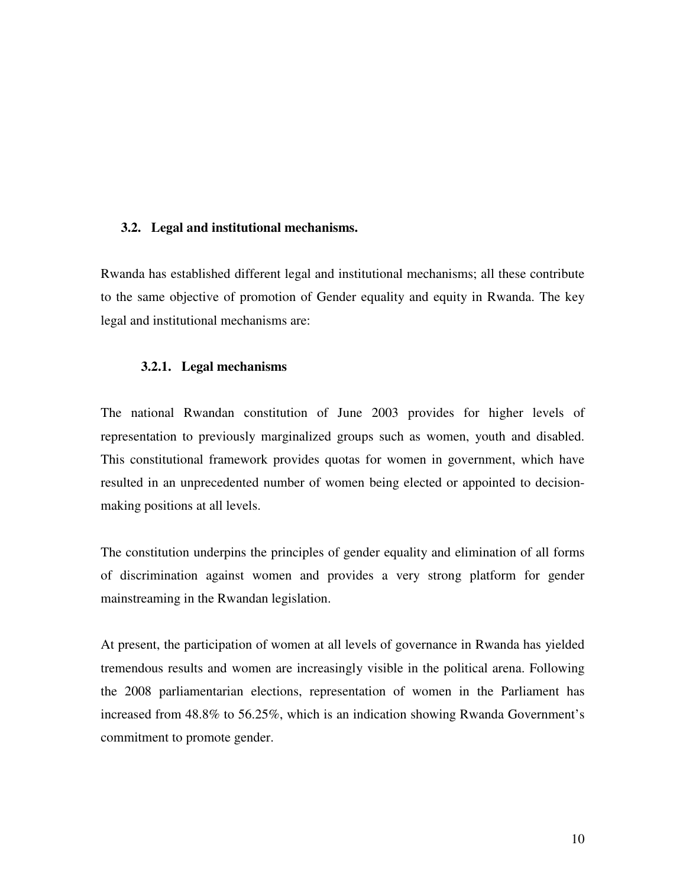## 3.2. Legal and institutional mechanisms.

Rwanda has established different legal and institutional mechanisms; all these contribute to the same objective of promotion of Gender equality and equity in Rwanda. The key legal and institutional mechanisms are:

### 3.2.1. Legal mechanisms

The national Rwandan constitution of June 2003 provides for higher levels of representation to previously marginalized groups such as women, youth and disabled. This constitutional framework provides quotas for women in government, which have resulted in an unprecedented number of women being elected or appointed to decision-making positions at all levels.

The constitution underpins the principles of gender equality and elimination of all forms of discrimination against women and provides a very strong platform for gender mainstreaming in the Rwandan legislation.

At present, the participation of women at all levels of governance in Rwanda has yielded tremendous results and women are increasingly visible in the political arena. Following the 2008 parliamentarian elections, representation of women in the Parliament has increased from 48.8% to 56.25%, which is an indication showing Rwanda Government's commitment to promote gender.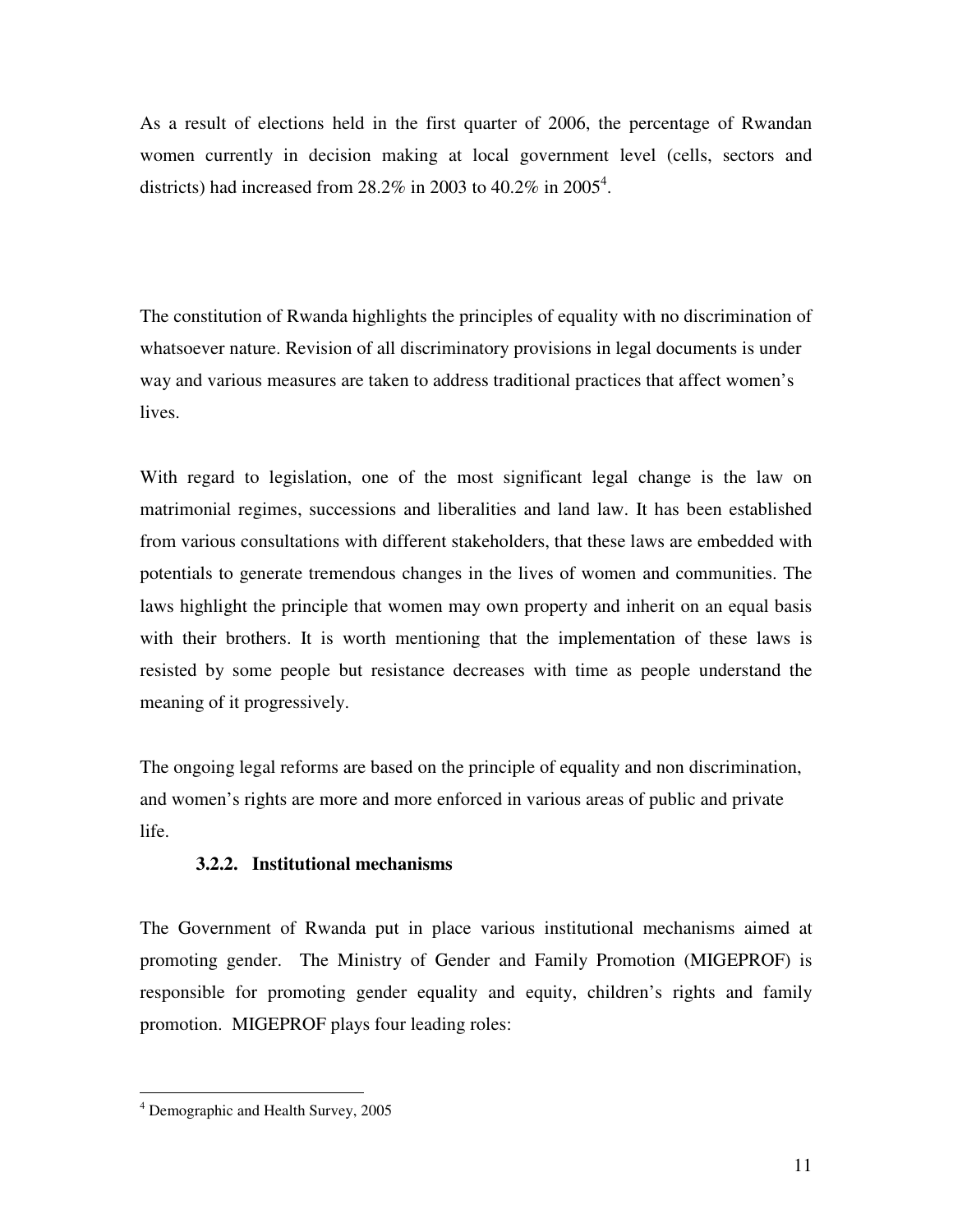As a result of elections held in the first quarter of 2006, the percentage of Rwandan women currently in decision making at local government level (cells, sectors and districts) had increased from 28.2% in 2003 to 40.2% in 2005[4].

The constitution of Rwanda highlights the principles of equality with no discrimination of whatsoever nature. Revision of all discriminatory provisions in legal documents is under way and various measures are taken to address traditional practices that affect women's lives.

With regard to legislation, one of the most significant legal change is the law on matrimonial regimes, successions and liberalities and land law. It has been established from various consultations with different stakeholders, that these laws are embedded with potentials to generate tremendous changes in the lives of women and communities. The laws highlight the principle that women may own property and inherit on an equal basis with their brothers. It is worth mentioning that the implementation of these laws is resisted by some people but resistance decreases with time as people understand the meaning of it progressively.

The ongoing legal reforms are based on the principle of equality and non discrimination, and women's rights are more and more enforced in various areas of public and private life.

### 3.2.2. Institutional mechanisms

The Government of Rwanda put in place various institutional mechanisms aimed at promoting gender. The Ministry of Gender and Family Promotion (MIGEPROF) is responsible for promoting gender equality and equity, children's rights and family promotion. MIGEPROF plays four leading roles:

---

[4] Demographic and Health Survey, 2005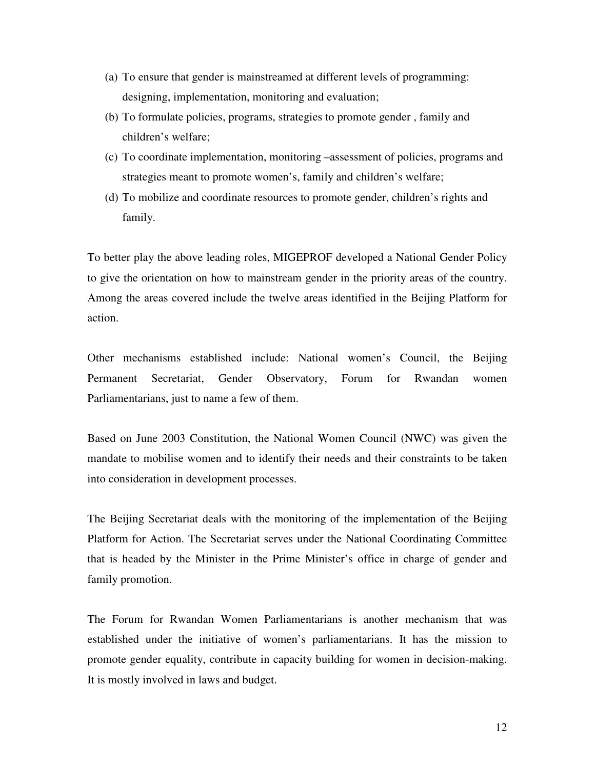(a) To ensure that gender is mainstreamed at different levels of programming: designing, implementation, monitoring and evaluation;

(b) To formulate policies, programs, strategies to promote gender , family and children's welfare;

(c) To coordinate implementation, monitoring –assessment of policies, programs and strategies meant to promote women's, family and children's welfare;

(d) To mobilize and coordinate resources to promote gender, children's rights and family.

To better play the above leading roles, MIGEPROF developed a National Gender Policy to give the orientation on how to mainstream gender in the priority areas of the country. Among the areas covered include the twelve areas identified in the Beijing Platform for action.

Other mechanisms established include: National women's Council, the Beijing Permanent Secretariat, Gender Observatory, Forum for Rwandan women Parliamentarians, just to name a few of them.

Based on June 2003 Constitution, the National Women Council (NWC) was given the mandate to mobilise women and to identify their needs and their constraints to be taken into consideration in development processes.

The Beijing Secretariat deals with the monitoring of the implementation of the Beijing Platform for Action. The Secretariat serves under the National Coordinating Committee that is headed by the Minister in the Prime Minister's office in charge of gender and family promotion.

The Forum for Rwandan Women Parliamentarians is another mechanism that was established under the initiative of women's parliamentarians. It has the mission to promote gender equality, contribute in capacity building for women in decision-making. It is mostly involved in laws and budget.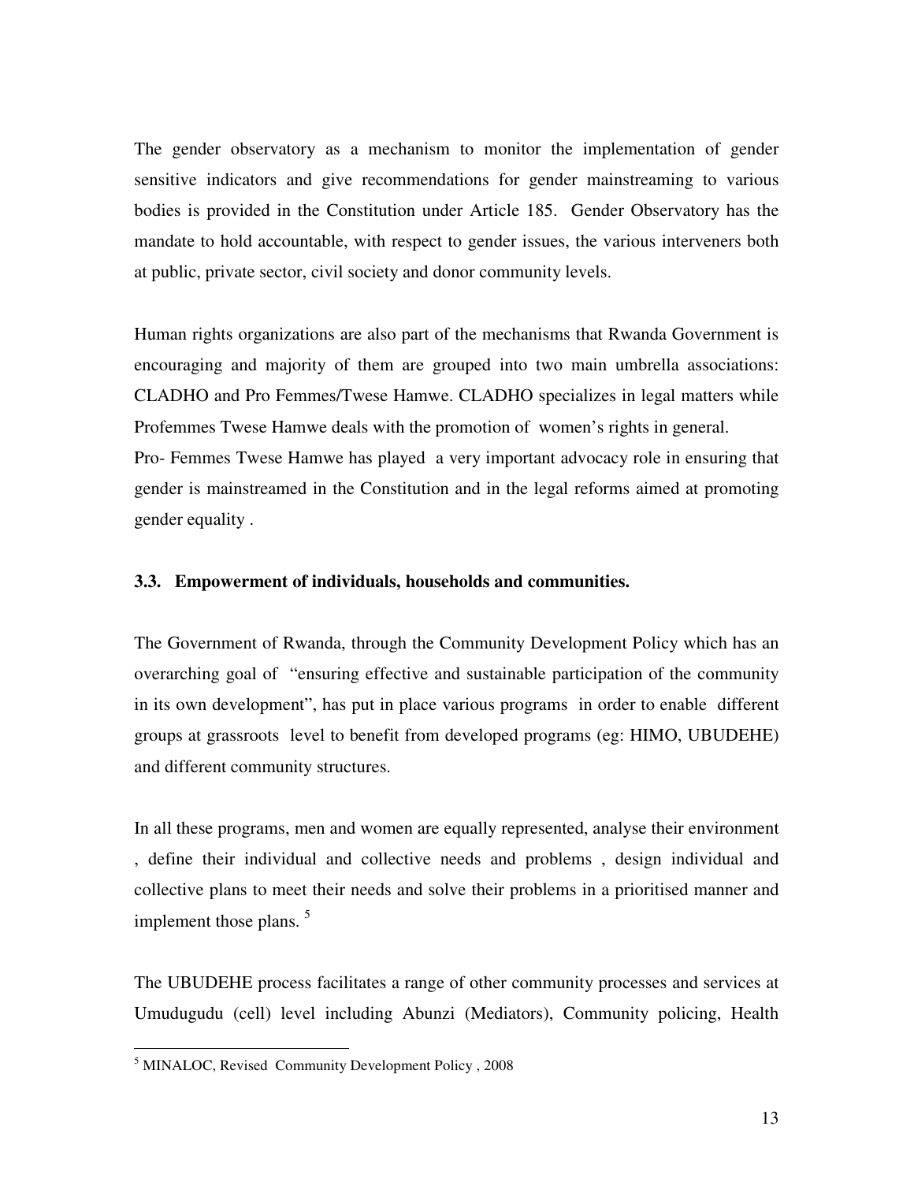The gender observatory as a mechanism to monitor the implementation of gender sensitive indicators and give recommendations for gender mainstreaming to various bodies is provided in the Constitution under Article 185. Gender Observatory has the mandate to hold accountable, with respect to gender issues, the various interveners both at public, private sector, civil society and donor community levels.

Human rights organizations are also part of the mechanisms that Rwanda Government is encouraging and majority of them are grouped into two main umbrella associations: CLADHO and Pro Femmes/Twese Hamwe. CLADHO specializes in legal matters while Profemmes Twese Hamwe deals with the promotion of women's rights in general.
Pro- Femmes Twese Hamwe has played a very important advocacy role in ensuring that gender is mainstreamed in the Constitution and in the legal reforms aimed at promoting gender equality .

### 3.3. Empowerment of individuals, households and communities.

The Government of Rwanda, through the Community Development Policy which has an overarching goal of "ensuring effective and sustainable participation of the community in its own development", has put in place various programs in order to enable different groups at grassroots level to benefit from developed programs (eg: HIMO, UBUDEHE) and different community structures.

In all these programs, men and women are equally represented, analyse their environment , define their individual and collective needs and problems , design individual and collective plans to meet their needs and solve their problems in a prioritised manner and implement those plans. [5]

The UBUDEHE process facilitates a range of other community processes and services at Umudugudu (cell) level including Abunzi (Mediators), Community policing, Health

---

[5] MINALOC, Revised Community Development Policy , 2008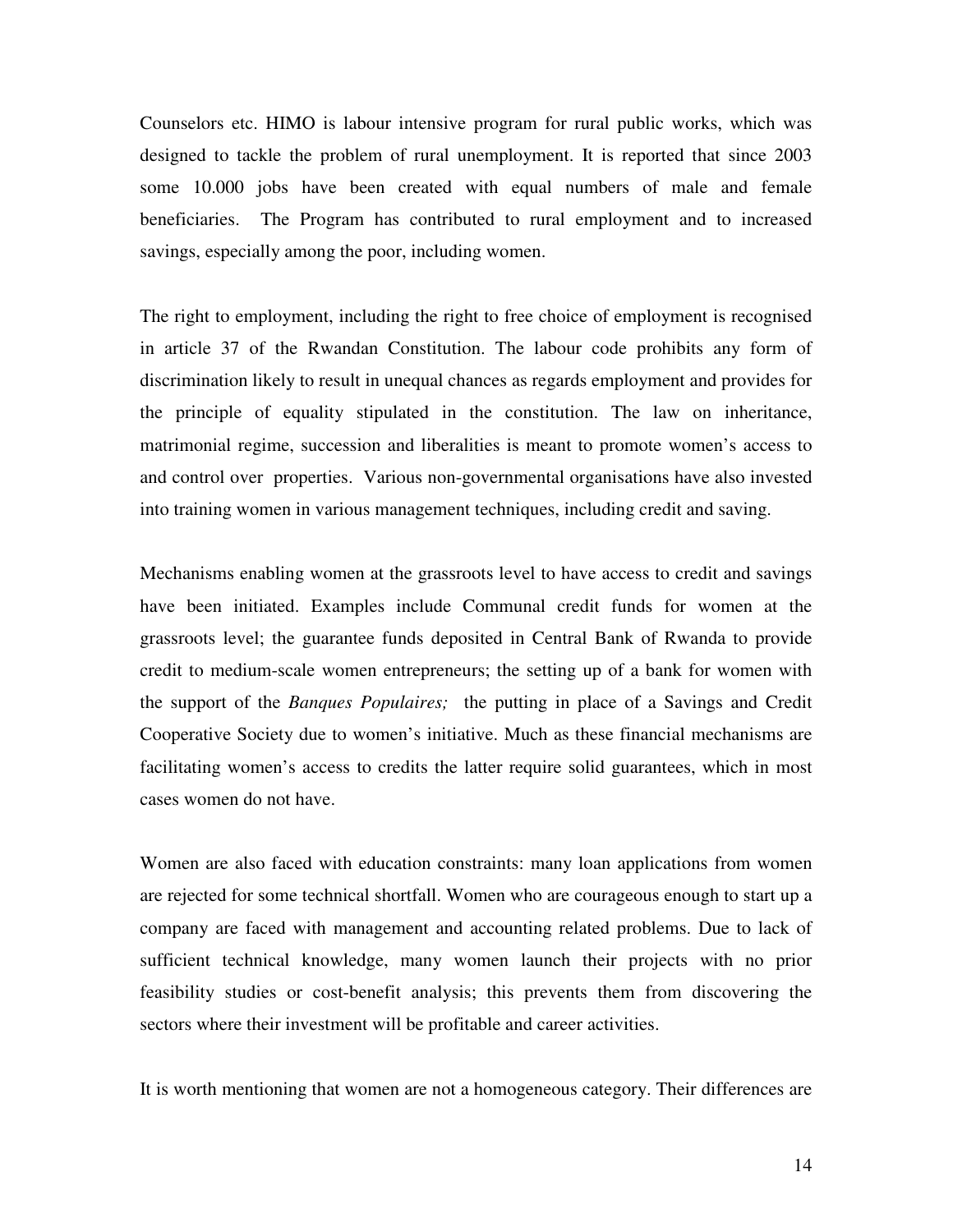Counselors etc. HIMO is labour intensive program for rural public works, which was designed to tackle the problem of rural unemployment. It is reported that since 2003 some 10.000 jobs have been created with equal numbers of male and female beneficiaries. The Program has contributed to rural employment and to increased savings, especially among the poor, including women.

The right to employment, including the right to free choice of employment is recognised in article 37 of the Rwandan Constitution. The labour code prohibits any form of discrimination likely to result in unequal chances as regards employment and provides for the principle of equality stipulated in the constitution. The law on inheritance, matrimonial regime, succession and liberalities is meant to promote women's access to and control over properties. Various non-governmental organisations have also invested into training women in various management techniques, including credit and saving.

Mechanisms enabling women at the grassroots level to have access to credit and savings have been initiated. Examples include Communal credit funds for women at the grassroots level; the guarantee funds deposited in Central Bank of Rwanda to provide credit to medium-scale women entrepreneurs; the setting up of a bank for women with the support of the *Banques Populaires;* the putting in place of a Savings and Credit Cooperative Society due to women's initiative. Much as these financial mechanisms are facilitating women's access to credits the latter require solid guarantees, which in most cases women do not have.

Women are also faced with education constraints: many loan applications from women are rejected for some technical shortfall. Women who are courageous enough to start up a company are faced with management and accounting related problems. Due to lack of sufficient technical knowledge, many women launch their projects with no prior feasibility studies or cost-benefit analysis; this prevents them from discovering the sectors where their investment will be profitable and career activities.

It is worth mentioning that women are not a homogeneous category. Their differences are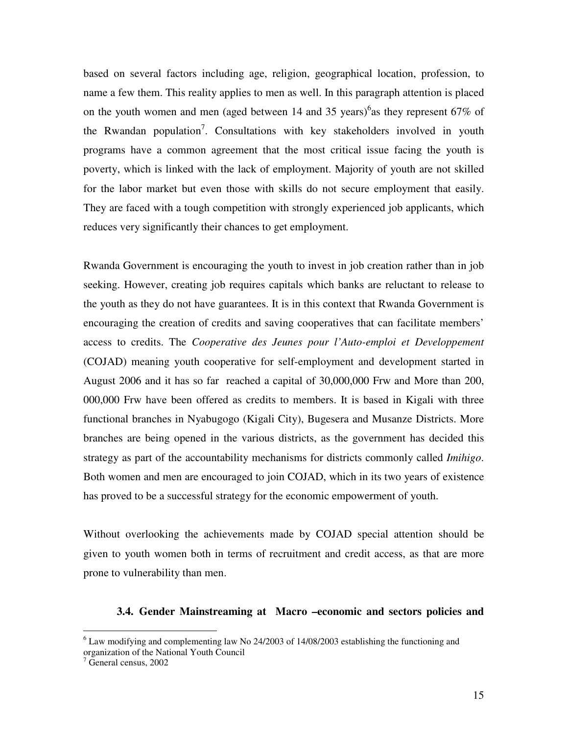based on several factors including age, religion, geographical location, profession, to name a few them. This reality applies to men as well. In this paragraph attention is placed on the youth women and men (aged between 14 and 35 years)[6]as they represent 67% of the Rwandan population[7]. Consultations with key stakeholders involved in youth programs have a common agreement that the most critical issue facing the youth is poverty, which is linked with the lack of employment. Majority of youth are not skilled for the labor market but even those with skills do not secure employment that easily. They are faced with a tough competition with strongly experienced job applicants, which reduces very significantly their chances to get employment.

Rwanda Government is encouraging the youth to invest in job creation rather than in job seeking. However, creating job requires capitals which banks are reluctant to release to the youth as they do not have guarantees. It is in this context that Rwanda Government is encouraging the creation of credits and saving cooperatives that can facilitate members' access to credits. The *Cooperative des Jeunes pour l'Auto-emploi et Developpement* (COJAD) meaning youth cooperative for self-employment and development started in August 2006 and it has so far reached a capital of 30,000,000 Frw and More than 200, 000,000 Frw have been offered as credits to members. It is based in Kigali with three functional branches in Nyabugogo (Kigali City), Bugesera and Musanze Districts. More branches are being opened in the various districts, as the government has decided this strategy as part of the accountability mechanisms for districts commonly called *Imihigo*. Both women and men are encouraged to join COJAD, which in its two years of existence has proved to be a successful strategy for the economic empowerment of youth.

Without overlooking the achievements made by COJAD special attention should be given to youth women both in terms of recruitment and credit access, as that are more prone to vulnerability than men.

### 3.4. Gender Mainstreaming at Macro –economic and sectors policies and

---

[6] Law modifying and complementing law No 24/2003 of 14/08/2003 establishing the functioning and organization of the National Youth Council

[7] General census, 2002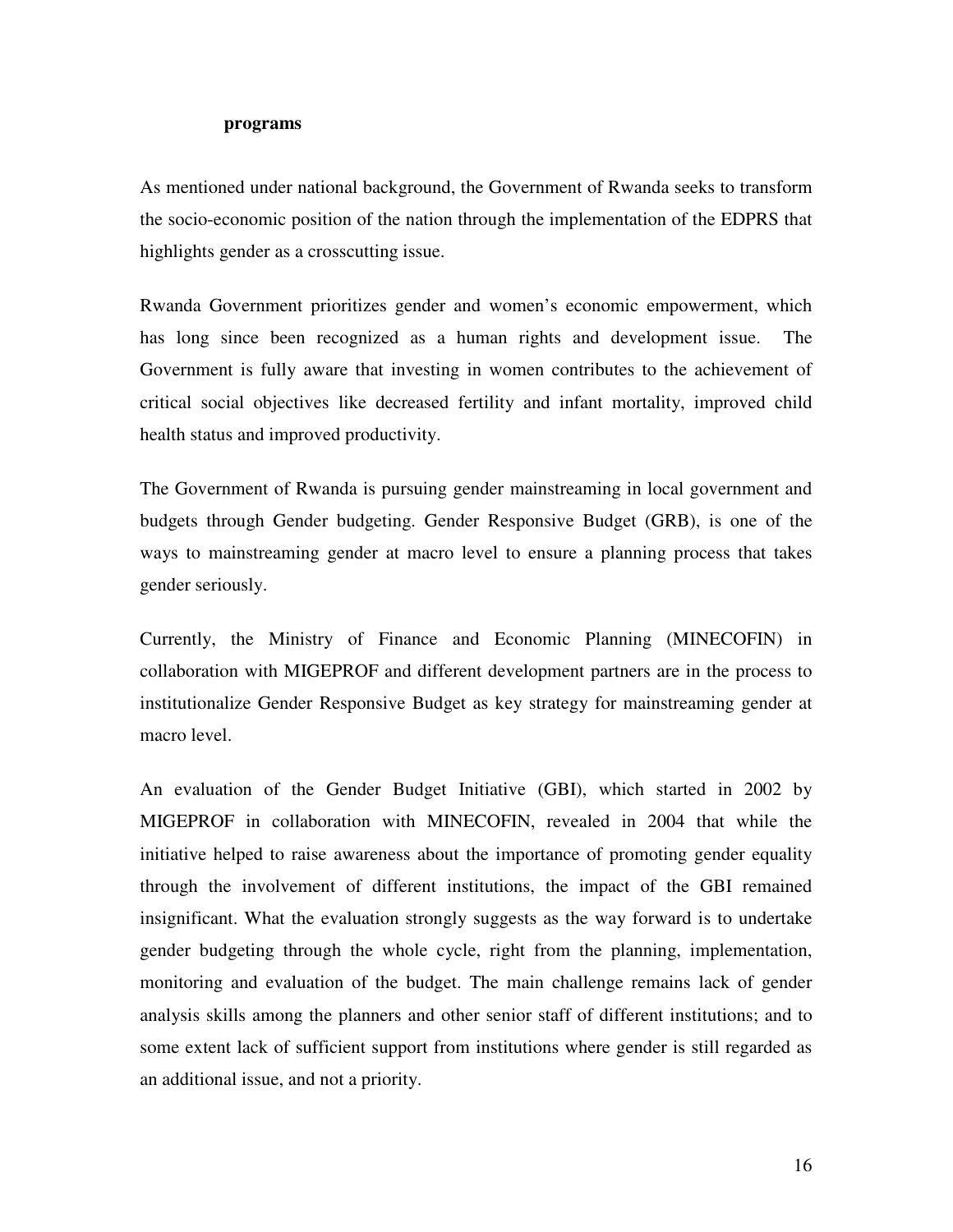**programs**

As mentioned under national background, the Government of Rwanda seeks to transform the socio-economic position of the nation through the implementation of the EDPRS that highlights gender as a crosscutting issue.

Rwanda Government prioritizes gender and women's economic empowerment, which has long since been recognized as a human rights and development issue. The Government is fully aware that investing in women contributes to the achievement of critical social objectives like decreased fertility and infant mortality, improved child health status and improved productivity.

The Government of Rwanda is pursuing gender mainstreaming in local government and budgets through Gender budgeting. Gender Responsive Budget (GRB), is one of the ways to mainstreaming gender at macro level to ensure a planning process that takes gender seriously.

Currently, the Ministry of Finance and Economic Planning (MINECOFIN) in collaboration with MIGEPROF and different development partners are in the process to institutionalize Gender Responsive Budget as key strategy for mainstreaming gender at macro level.

An evaluation of the Gender Budget Initiative (GBI), which started in 2002 by MIGEPROF in collaboration with MINECOFIN, revealed in 2004 that while the initiative helped to raise awareness about the importance of promoting gender equality through the involvement of different institutions, the impact of the GBI remained insignificant. What the evaluation strongly suggests as the way forward is to undertake gender budgeting through the whole cycle, right from the planning, implementation, monitoring and evaluation of the budget. The main challenge remains lack of gender analysis skills among the planners and other senior staff of different institutions; and to some extent lack of sufficient support from institutions where gender is still regarded as an additional issue, and not a priority.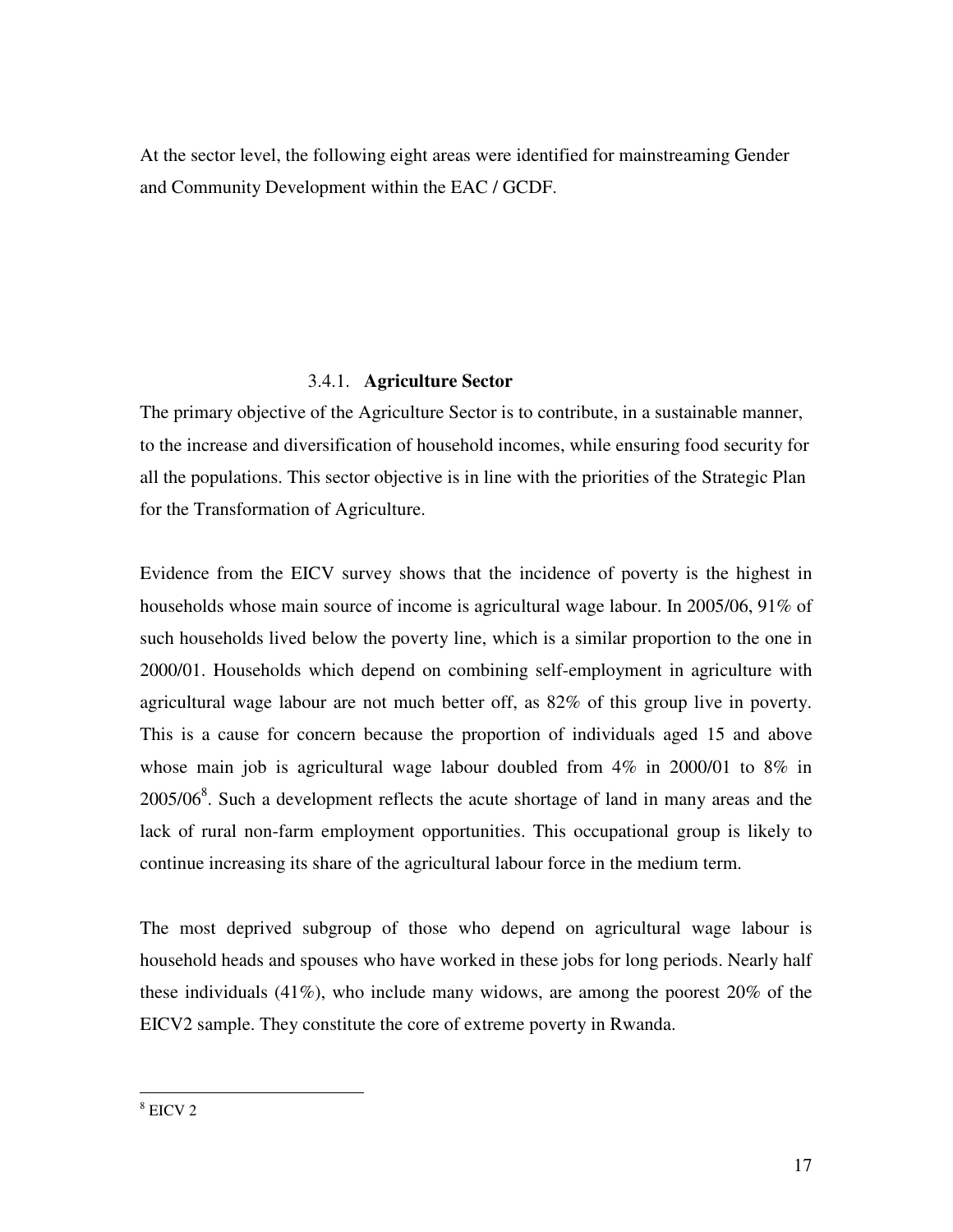At the sector level, the following eight areas were identified for mainstreaming Gender and Community Development within the EAC / GCDF.

### 3.4.1. Agriculture Sector

The primary objective of the Agriculture Sector is to contribute, in a sustainable manner, to the increase and diversification of household incomes, while ensuring food security for all the populations. This sector objective is in line with the priorities of the Strategic Plan for the Transformation of Agriculture.

Evidence from the EICV survey shows that the incidence of poverty is the highest in households whose main source of income is agricultural wage labour. In 2005/06, 91% of such households lived below the poverty line, which is a similar proportion to the one in 2000/01. Households which depend on combining self-employment in agriculture with agricultural wage labour are not much better off, as 82% of this group live in poverty. This is a cause for concern because the proportion of individuals aged 15 and above whose main job is agricultural wage labour doubled from 4% in 2000/01 to 8% in 2005/06[8]. Such a development reflects the acute shortage of land in many areas and the lack of rural non-farm employment opportunities. This occupational group is likely to continue increasing its share of the agricultural labour force in the medium term.

The most deprived subgroup of those who depend on agricultural wage labour is household heads and spouses who have worked in these jobs for long periods. Nearly half these individuals (41%), who include many widows, are among the poorest 20% of the EICV2 sample. They constitute the core of extreme poverty in Rwanda.

---

[8] EICV 2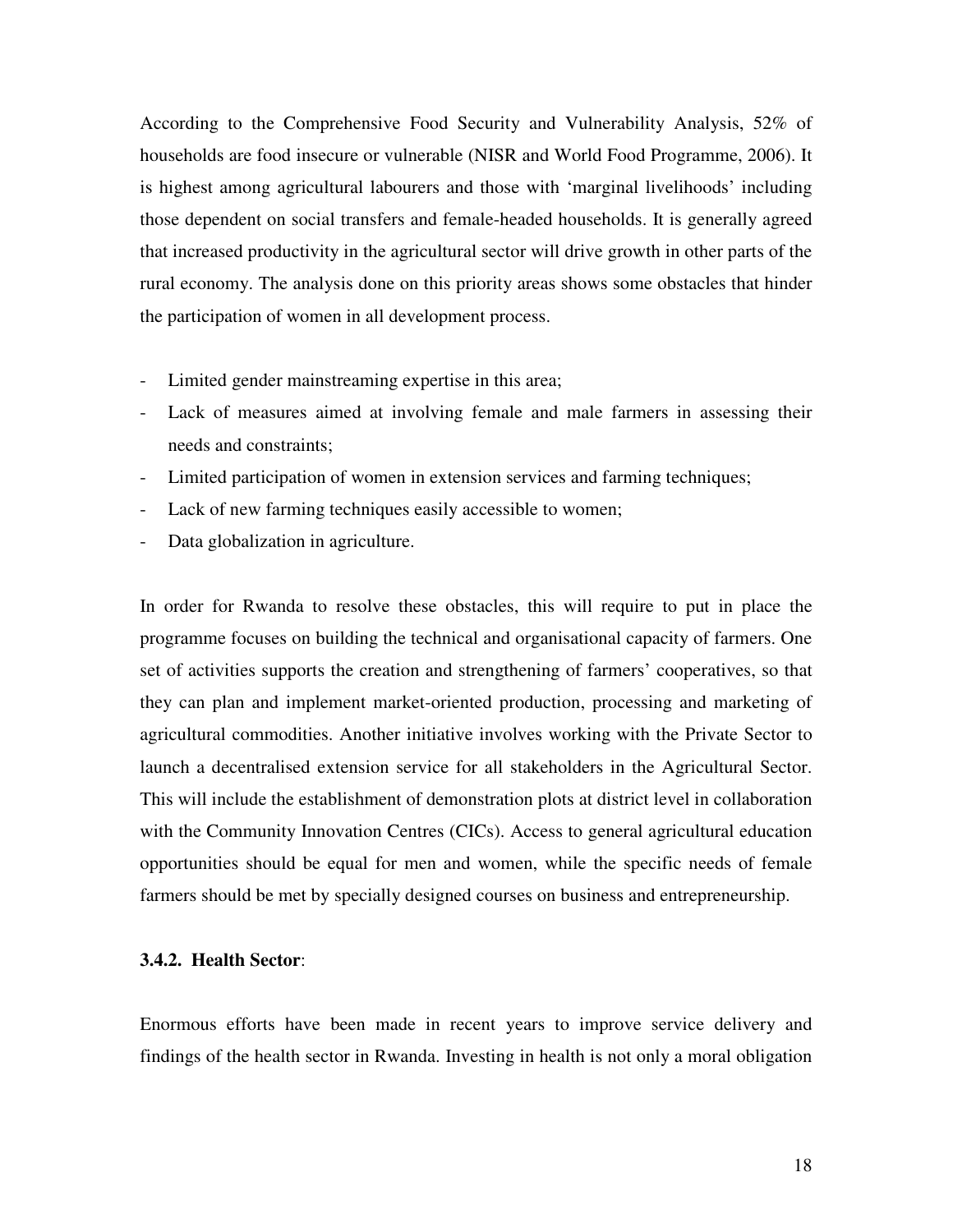According to the Comprehensive Food Security and Vulnerability Analysis, 52% of households are food insecure or vulnerable (NISR and World Food Programme, 2006). It is highest among agricultural labourers and those with 'marginal livelihoods' including those dependent on social transfers and female-headed households. It is generally agreed that increased productivity in the agricultural sector will drive growth in other parts of the rural economy. The analysis done on this priority areas shows some obstacles that hinder the participation of women in all development process.

- Limited gender mainstreaming expertise in this area;
- Lack of measures aimed at involving female and male farmers in assessing their needs and constraints;
- Limited participation of women in extension services and farming techniques;
- Lack of new farming techniques easily accessible to women;
- Data globalization in agriculture.

In order for Rwanda to resolve these obstacles, this will require to put in place the programme focuses on building the technical and organisational capacity of farmers. One set of activities supports the creation and strengthening of farmers' cooperatives, so that they can plan and implement market-oriented production, processing and marketing of agricultural commodities. Another initiative involves working with the Private Sector to launch a decentralised extension service for all stakeholders in the Agricultural Sector. This will include the establishment of demonstration plots at district level in collaboration with the Community Innovation Centres (CICs). Access to general agricultural education opportunities should be equal for men and women, while the specific needs of female farmers should be met by specially designed courses on business and entrepreneurship.

### 3.4.2. Health Sector:

Enormous efforts have been made in recent years to improve service delivery and findings of the health sector in Rwanda. Investing in health is not only a moral obligation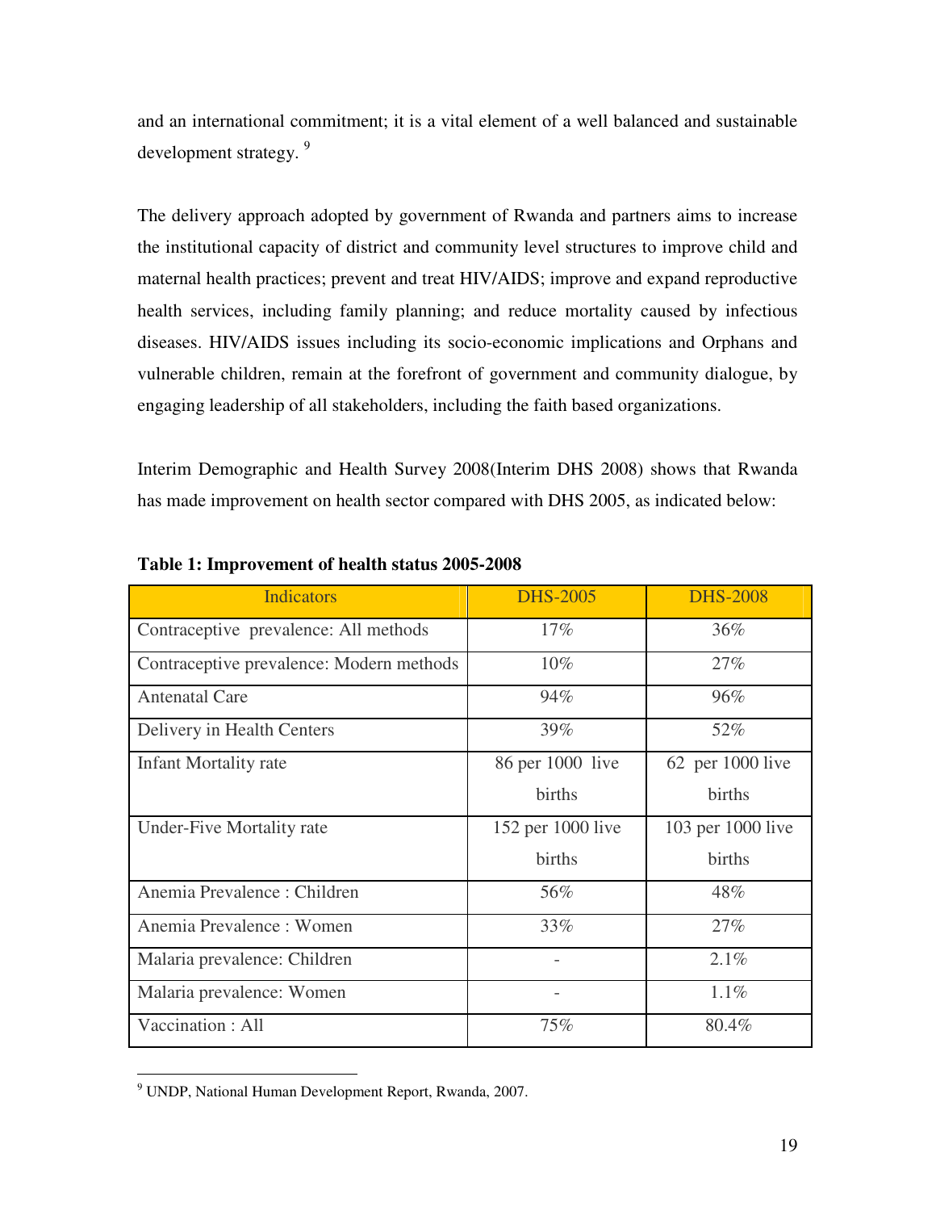and an international commitment; it is a vital element of a well balanced and sustainable development strategy. [9]

The delivery approach adopted by government of Rwanda and partners aims to increase the institutional capacity of district and community level structures to improve child and maternal health practices; prevent and treat HIV/AIDS; improve and expand reproductive health services, including family planning; and reduce mortality caused by infectious diseases. HIV/AIDS issues including its socio-economic implications and Orphans and vulnerable children, remain at the forefront of government and community dialogue, by engaging leadership of all stakeholders, including the faith based organizations.

Interim Demographic and Health Survey 2008(Interim DHS 2008) shows that Rwanda has made improvement on health sector compared with DHS 2005, as indicated below:

**Table 1: Improvement of health status 2005-2008**

| Indicators | DHS-2005 | DHS-2008 |
|---|---|---|
| Contraceptive prevalence: All methods | 17% | 36% |
| Contraceptive prevalence: Modern methods | 10% | 27% |
| Antenatal Care | 94% | 96% |
| Delivery in Health Centers | 39% | 52% |
| Infant Mortality rate | 86 per 1000 live births | 62 per 1000 live births |
| Under-Five Mortality rate | 152 per 1000 live births | 103 per 1000 live births |
| Anemia Prevalence : Children | 56% | 48% |
| Anemia Prevalence : Women | 33% | 27% |
| Malaria prevalence: Children | - | 2.1% |
| Malaria prevalence: Women | - | 1.1% |
| Vaccination : All | 75% | 80.4% |

[9] UNDP, National Human Development Report, Rwanda, 2007.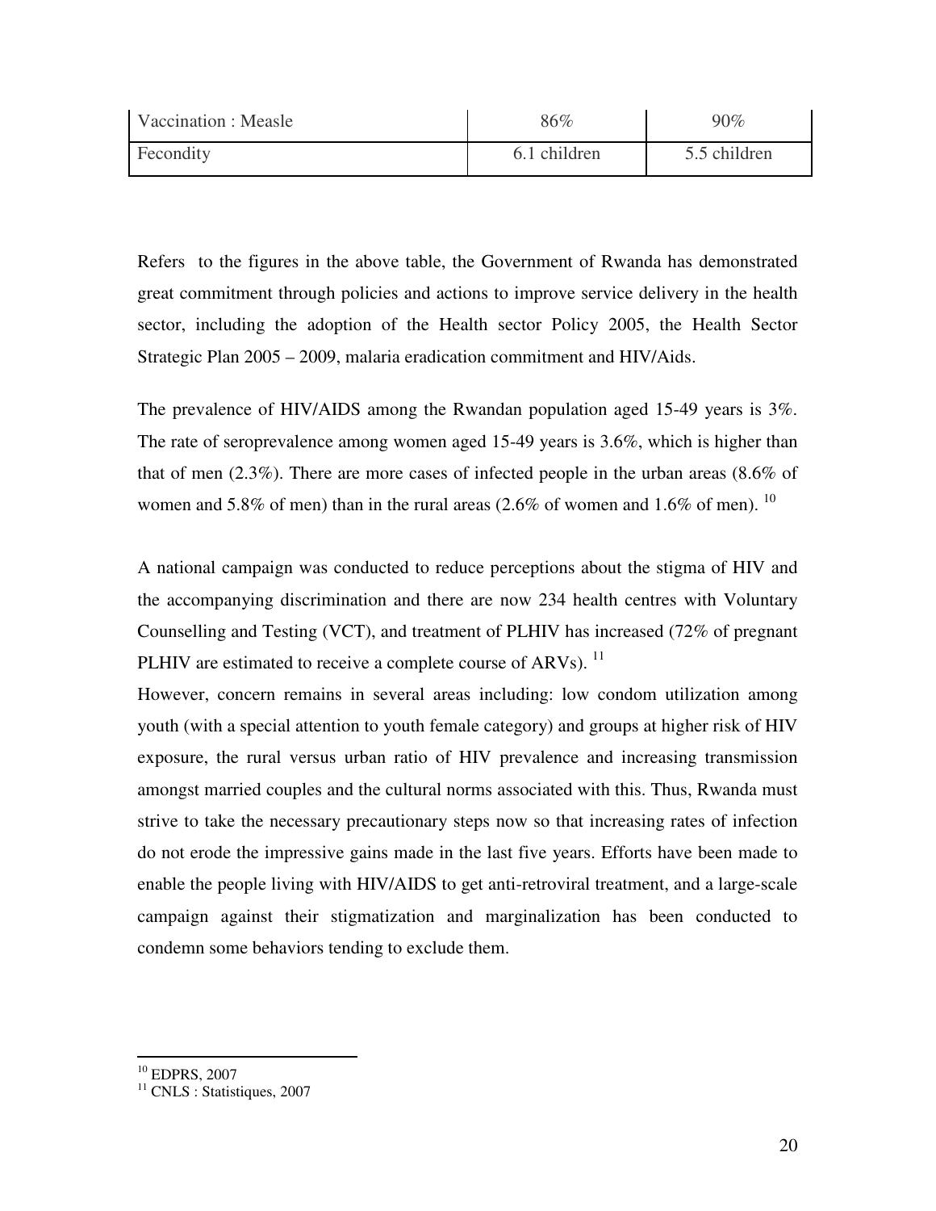| | | |
|---|---|---|
| Vaccination : Measle | 86% | 90% |
| Fecondity | 6.1 children | 5.5 children |

Refers to the figures in the above table, the Government of Rwanda has demonstrated great commitment through policies and actions to improve service delivery in the health sector, including the adoption of the Health sector Policy 2005, the Health Sector Strategic Plan 2005 – 2009, malaria eradication commitment and HIV/Aids.

The prevalence of HIV/AIDS among the Rwandan population aged 15-49 years is 3%. The rate of seroprevalence among women aged 15-49 years is 3.6%, which is higher than that of men (2.3%). There are more cases of infected people in the urban areas (8.6% of women and 5.8% of men) than in the rural areas (2.6% of women and 1.6% of men). [10]

A national campaign was conducted to reduce perceptions about the stigma of HIV and the accompanying discrimination and there are now 234 health centres with Voluntary Counselling and Testing (VCT), and treatment of PLHIV has increased (72% of pregnant PLHIV are estimated to receive a complete course of ARVs). [11]

However, concern remains in several areas including: low condom utilization among youth (with a special attention to youth female category) and groups at higher risk of HIV exposure, the rural versus urban ratio of HIV prevalence and increasing transmission amongst married couples and the cultural norms associated with this. Thus, Rwanda must strive to take the necessary precautionary steps now so that increasing rates of infection do not erode the impressive gains made in the last five years. Efforts have been made to enable the people living with HIV/AIDS to get anti-retroviral treatment, and a large-scale campaign against their stigmatization and marginalization has been conducted to condemn some behaviors tending to exclude them.

---

[10] EDPRS, 2007

[11] CNLS : Statistiques, 2007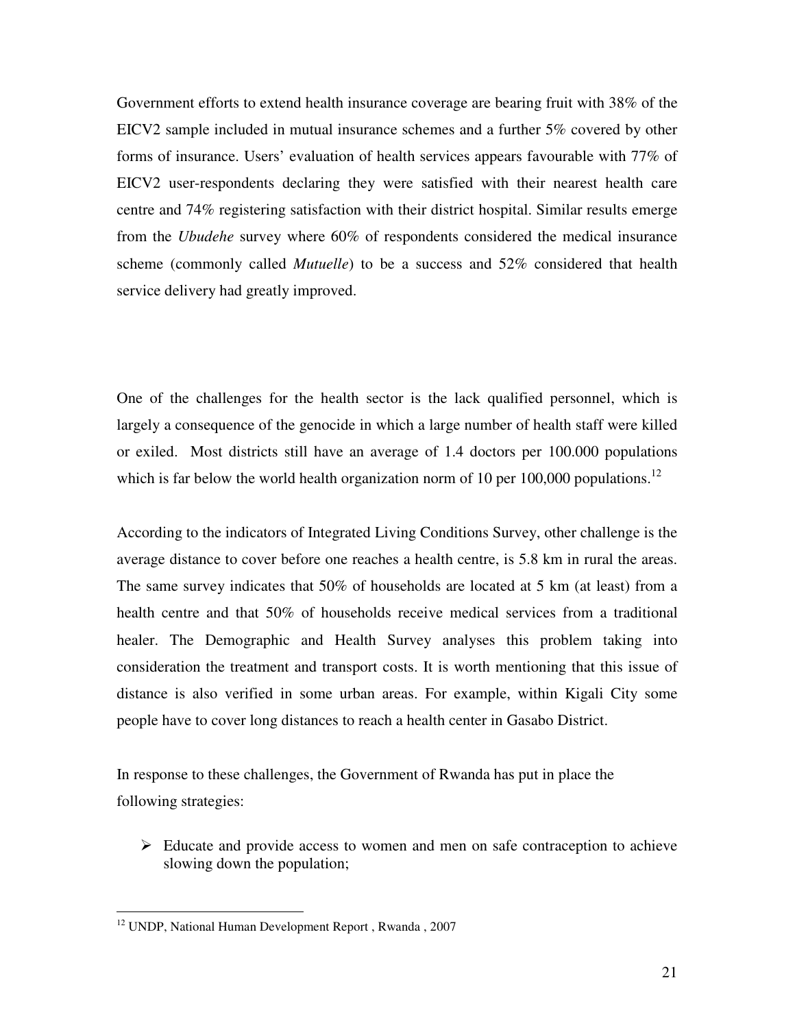Government efforts to extend health insurance coverage are bearing fruit with 38% of the EICV2 sample included in mutual insurance schemes and a further 5% covered by other forms of insurance. Users' evaluation of health services appears favourable with 77% of EICV2 user-respondents declaring they were satisfied with their nearest health care centre and 74% registering satisfaction with their district hospital. Similar results emerge from the *Ubudehe* survey where 60% of respondents considered the medical insurance scheme (commonly called *Mutuelle*) to be a success and 52% considered that health service delivery had greatly improved.

One of the challenges for the health sector is the lack qualified personnel, which is largely a consequence of the genocide in which a large number of health staff were killed or exiled. Most districts still have an average of 1.4 doctors per 100.000 populations which is far below the world health organization norm of 10 per 100,000 populations.[12]

According to the indicators of Integrated Living Conditions Survey, other challenge is the average distance to cover before one reaches a health centre, is 5.8 km in rural the areas. The same survey indicates that 50% of households are located at 5 km (at least) from a health centre and that 50% of households receive medical services from a traditional healer. The Demographic and Health Survey analyses this problem taking into consideration the treatment and transport costs. It is worth mentioning that this issue of distance is also verified in some urban areas. For example, within Kigali City some people have to cover long distances to reach a health center in Gasabo District.

In response to these challenges, the Government of Rwanda has put in place the following strategies:

- Educate and provide access to women and men on safe contraception to achieve slowing down the population;

[12] UNDP, National Human Development Report , Rwanda , 2007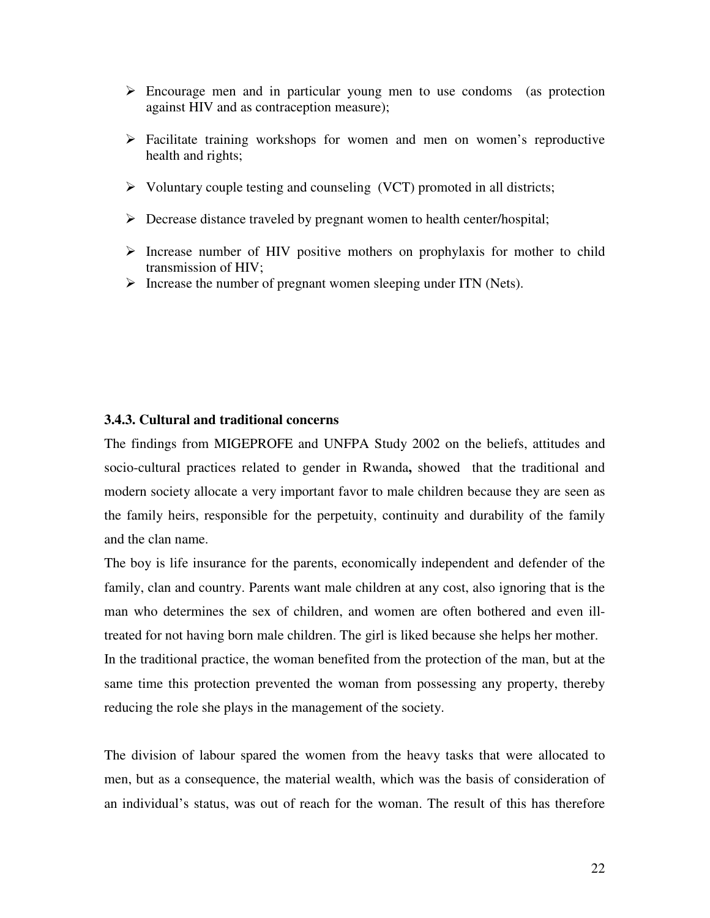- Encourage men and in particular young men to use condoms (as protection against HIV and as contraception measure);
- Facilitate training workshops for women and men on women's reproductive health and rights;
- Voluntary couple testing and counseling (VCT) promoted in all districts;
- Decrease distance traveled by pregnant women to health center/hospital;
- Increase number of HIV positive mothers on prophylaxis for mother to child transmission of HIV;
- Increase the number of pregnant women sleeping under ITN (Nets).

### 3.4.3. Cultural and traditional concerns

The findings from MIGEPROFE and UNFPA Study 2002 on the beliefs, attitudes and socio-cultural practices related to gender in Rwanda**,** showed that the traditional and modern society allocate a very important favor to male children because they are seen as the family heirs, responsible for the perpetuity, continuity and durability of the family and the clan name.

The boy is life insurance for the parents, economically independent and defender of the family, clan and country. Parents want male children at any cost, also ignoring that is the man who determines the sex of children, and women are often bothered and even ill-treated for not having born male children. The girl is liked because she helps her mother.

In the traditional practice, the woman benefited from the protection of the man, but at the same time this protection prevented the woman from possessing any property, thereby reducing the role she plays in the management of the society.

The division of labour spared the women from the heavy tasks that were allocated to men, but as a consequence, the material wealth, which was the basis of consideration of an individual's status, was out of reach for the woman. The result of this has therefore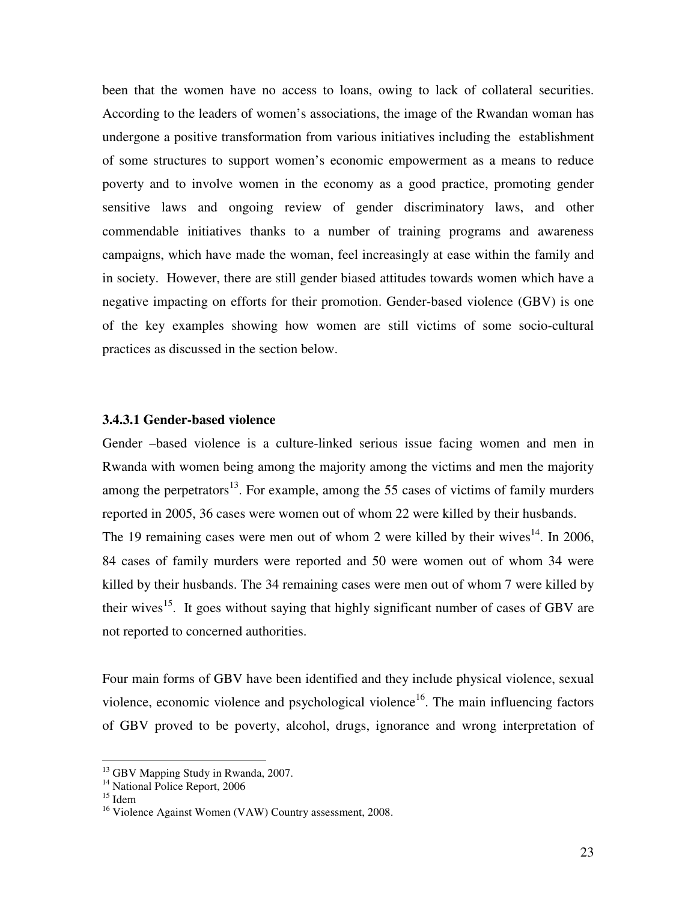been that the women have no access to loans, owing to lack of collateral securities. According to the leaders of women's associations, the image of the Rwandan woman has undergone a positive transformation from various initiatives including the establishment of some structures to support women's economic empowerment as a means to reduce poverty and to involve women in the economy as a good practice, promoting gender sensitive laws and ongoing review of gender discriminatory laws, and other commendable initiatives thanks to a number of training programs and awareness campaigns, which have made the woman, feel increasingly at ease within the family and in society. However, there are still gender biased attitudes towards women which have a negative impacting on efforts for their promotion. Gender-based violence (GBV) is one of the key examples showing how women are still victims of some socio-cultural practices as discussed in the section below.

#### 3.4.3.1 Gender-based violence

Gender –based violence is a culture-linked serious issue facing women and men in Rwanda with women being among the majority among the victims and men the majority among the perpetrators[13]. For example, among the 55 cases of victims of family murders reported in 2005, 36 cases were women out of whom 22 were killed by their husbands. The 19 remaining cases were men out of whom 2 were killed by their wives[14]. In 2006, 84 cases of family murders were reported and 50 were women out of whom 34 were killed by their husbands. The 34 remaining cases were men out of whom 7 were killed by their wives[15]. It goes without saying that highly significant number of cases of GBV are not reported to concerned authorities.

Four main forms of GBV have been identified and they include physical violence, sexual violence, economic violence and psychological violence[16]. The main influencing factors of GBV proved to be poverty, alcohol, drugs, ignorance and wrong interpretation of

---

[13] GBV Mapping Study in Rwanda, 2007.

[14] National Police Report, 2006

[15] Idem

[16] Violence Against Women (VAW) Country assessment, 2008.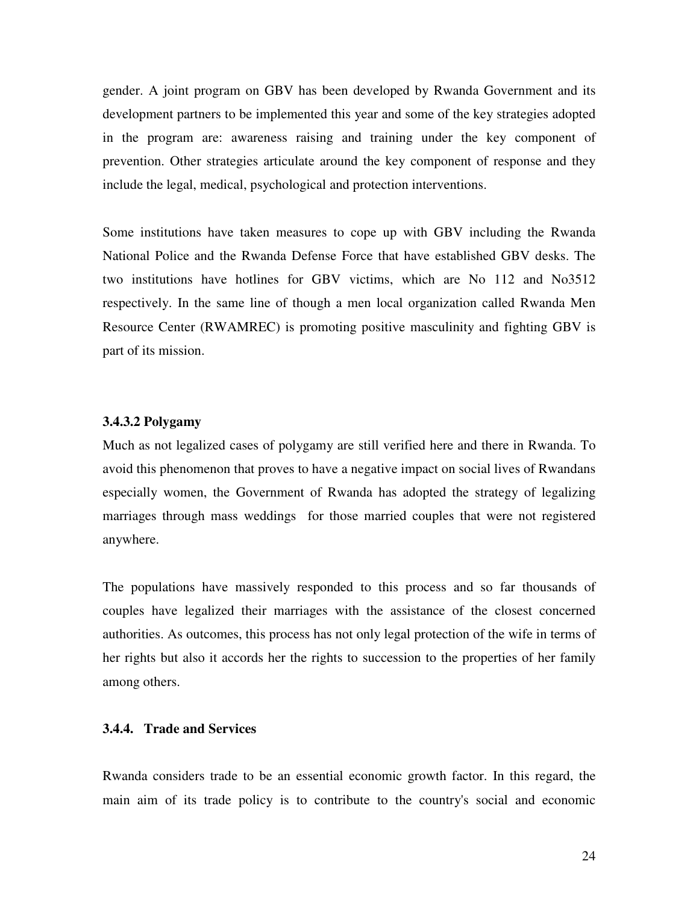gender. A joint program on GBV has been developed by Rwanda Government and its development partners to be implemented this year and some of the key strategies adopted in the program are: awareness raising and training under the key component of prevention. Other strategies articulate around the key component of response and they include the legal, medical, psychological and protection interventions.

Some institutions have taken measures to cope up with GBV including the Rwanda National Police and the Rwanda Defense Force that have established GBV desks. The two institutions have hotlines for GBV victims, which are No 112 and No3512 respectively. In the same line of though a men local organization called Rwanda Men Resource Center (RWAMREC) is promoting positive masculinity and fighting GBV is part of its mission.

#### 3.4.3.2 Polygamy

Much as not legalized cases of polygamy are still verified here and there in Rwanda. To avoid this phenomenon that proves to have a negative impact on social lives of Rwandans especially women, the Government of Rwanda has adopted the strategy of legalizing marriages through mass weddings for those married couples that were not registered anywhere.

The populations have massively responded to this process and so far thousands of couples have legalized their marriages with the assistance of the closest concerned authorities. As outcomes, this process has not only legal protection of the wife in terms of her rights but also it accords her the rights to succession to the properties of her family among others.

### 3.4.4. Trade and Services

Rwanda considers trade to be an essential economic growth factor. In this regard, the main aim of its trade policy is to contribute to the country's social and economic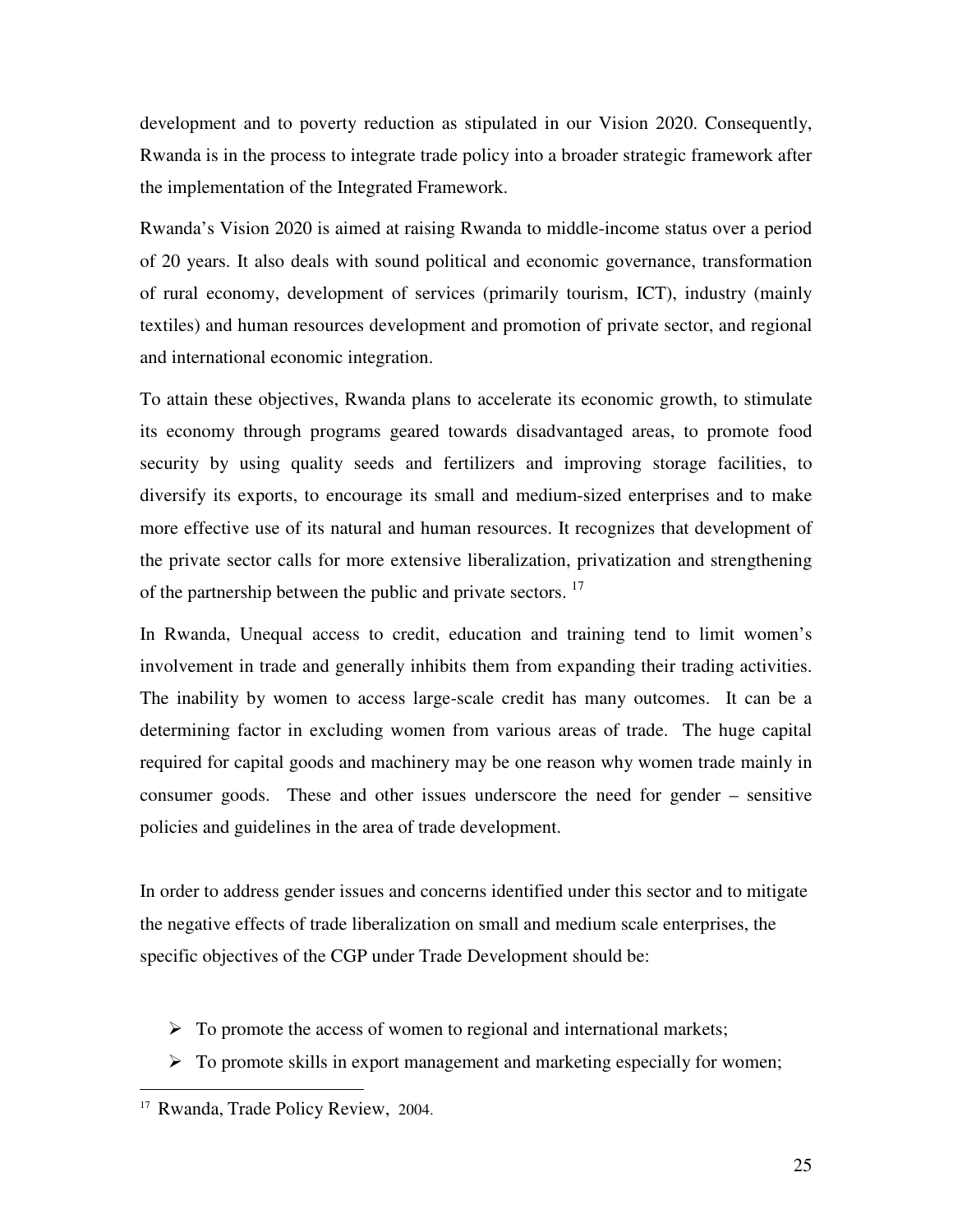development and to poverty reduction as stipulated in our Vision 2020. Consequently, Rwanda is in the process to integrate trade policy into a broader strategic framework after the implementation of the Integrated Framework.

Rwanda's Vision 2020 is aimed at raising Rwanda to middle-income status over a period of 20 years. It also deals with sound political and economic governance, transformation of rural economy, development of services (primarily tourism, ICT), industry (mainly textiles) and human resources development and promotion of private sector, and regional and international economic integration.

To attain these objectives, Rwanda plans to accelerate its economic growth, to stimulate its economy through programs geared towards disadvantaged areas, to promote food security by using quality seeds and fertilizers and improving storage facilities, to diversify its exports, to encourage its small and medium-sized enterprises and to make more effective use of its natural and human resources. It recognizes that development of the private sector calls for more extensive liberalization, privatization and strengthening of the partnership between the public and private sectors. [17]

In Rwanda, Unequal access to credit, education and training tend to limit women's involvement in trade and generally inhibits them from expanding their trading activities. The inability by women to access large-scale credit has many outcomes. It can be a determining factor in excluding women from various areas of trade. The huge capital required for capital goods and machinery may be one reason why women trade mainly in consumer goods. These and other issues underscore the need for gender – sensitive policies and guidelines in the area of trade development.

In order to address gender issues and concerns identified under this sector and to mitigate the negative effects of trade liberalization on small and medium scale enterprises, the specific objectives of the CGP under Trade Development should be:

- To promote the access of women to regional and international markets;
- To promote skills in export management and marketing especially for women;

[17] Rwanda, Trade Policy Review, 2004.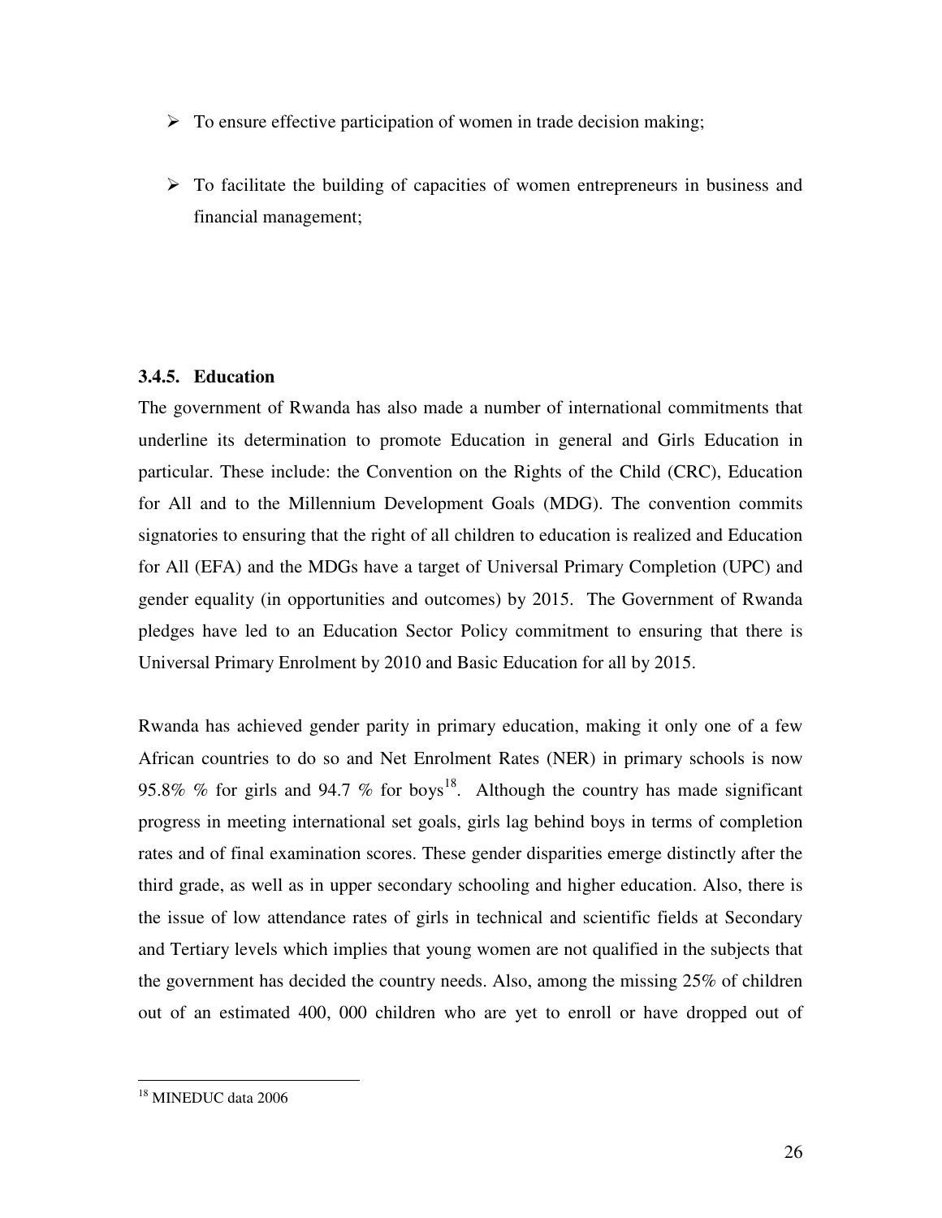- To ensure effective participation of women in trade decision making;
- To facilitate the building of capacities of women entrepreneurs in business and financial management;

### 3.4.5. Education

The government of Rwanda has also made a number of international commitments that underline its determination to promote Education in general and Girls Education in particular. These include: the Convention on the Rights of the Child (CRC), Education for All and to the Millennium Development Goals (MDG). The convention commits signatories to ensuring that the right of all children to education is realized and Education for All (EFA) and the MDGs have a target of Universal Primary Completion (UPC) and gender equality (in opportunities and outcomes) by 2015. The Government of Rwanda pledges have led to an Education Sector Policy commitment to ensuring that there is Universal Primary Enrolment by 2010 and Basic Education for all by 2015.

Rwanda has achieved gender parity in primary education, making it only one of a few African countries to do so and Net Enrolment Rates (NER) in primary schools is now 95.8% % for girls and 94.7 % for boys[18]. Although the country has made significant progress in meeting international set goals, girls lag behind boys in terms of completion rates and of final examination scores. These gender disparities emerge distinctly after the third grade, as well as in upper secondary schooling and higher education. Also, there is the issue of low attendance rates of girls in technical and scientific fields at Secondary and Tertiary levels which implies that young women are not qualified in the subjects that the government has decided the country needs. Also, among the missing 25% of children out of an estimated 400, 000 children who are yet to enroll or have dropped out of

[18] MINEDUC data 2006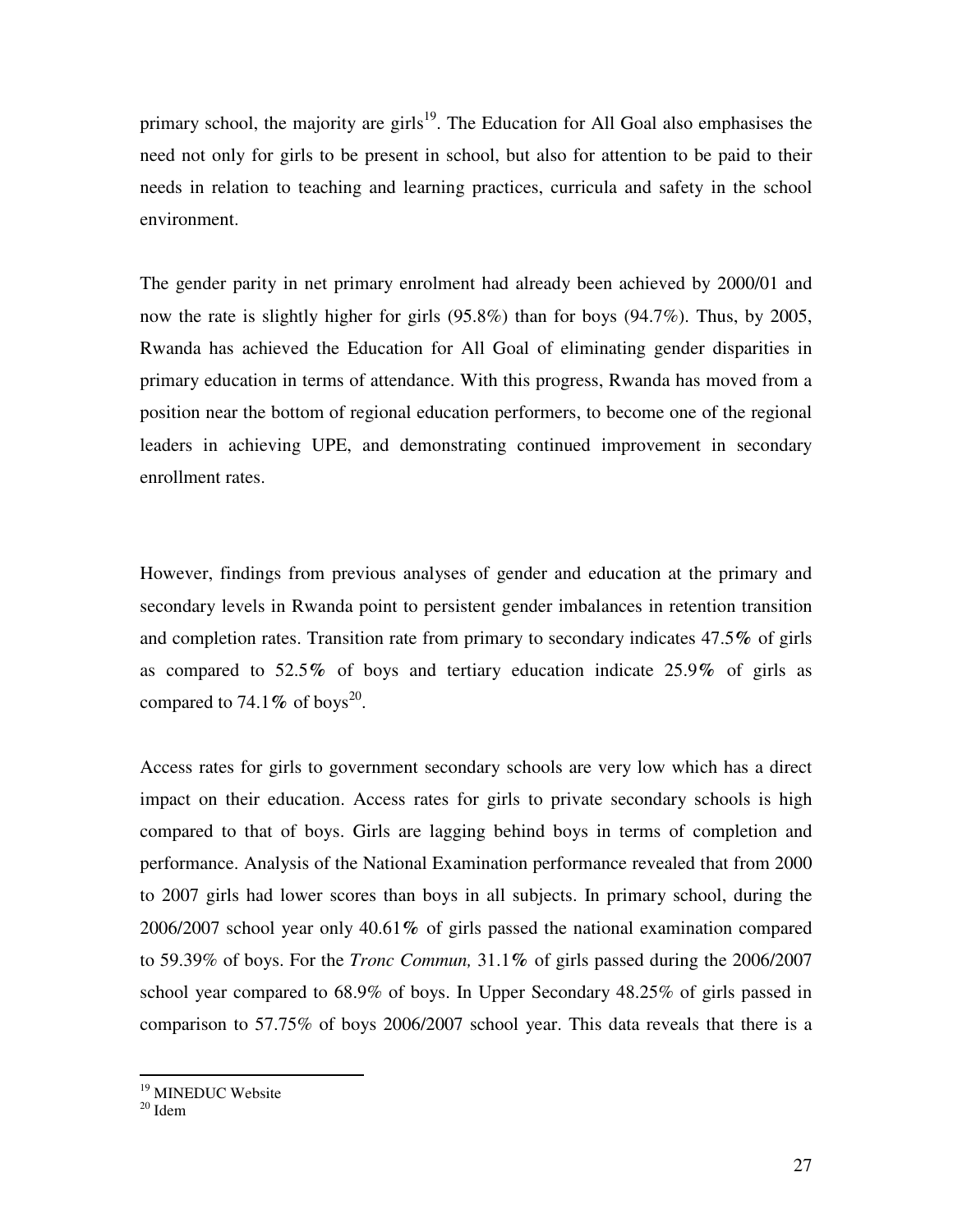primary school, the majority are girls[19]. The Education for All Goal also emphasises the need not only for girls to be present in school, but also for attention to be paid to their needs in relation to teaching and learning practices, curricula and safety in the school environment.

The gender parity in net primary enrolment had already been achieved by 2000/01 and now the rate is slightly higher for girls (95.8%) than for boys (94.7%). Thus, by 2005, Rwanda has achieved the Education for All Goal of eliminating gender disparities in primary education in terms of attendance. With this progress, Rwanda has moved from a position near the bottom of regional education performers, to become one of the regional leaders in achieving UPE, and demonstrating continued improvement in secondary enrollment rates.

However, findings from previous analyses of gender and education at the primary and secondary levels in Rwanda point to persistent gender imbalances in retention transition and completion rates. Transition rate from primary to secondary indicates 47.5**%** of girls as compared to 52.5**%** of boys and tertiary education indicate 25.9**%** of girls as compared to 74.1**%** of boys[20].

Access rates for girls to government secondary schools are very low which has a direct impact on their education. Access rates for girls to private secondary schools is high compared to that of boys. Girls are lagging behind boys in terms of completion and performance. Analysis of the National Examination performance revealed that from 2000 to 2007 girls had lower scores than boys in all subjects. In primary school, during the 2006/2007 school year only 40.61**%** of girls passed the national examination compared to 59.39% of boys. For the *Tronc Commun,* 31.1**%** of girls passed during the 2006/2007 school year compared to 68.9% of boys. In Upper Secondary 48.25% of girls passed in comparison to 57.75% of boys 2006/2007 school year. This data reveals that there is a

[19] MINEDUC Website
[20] Idem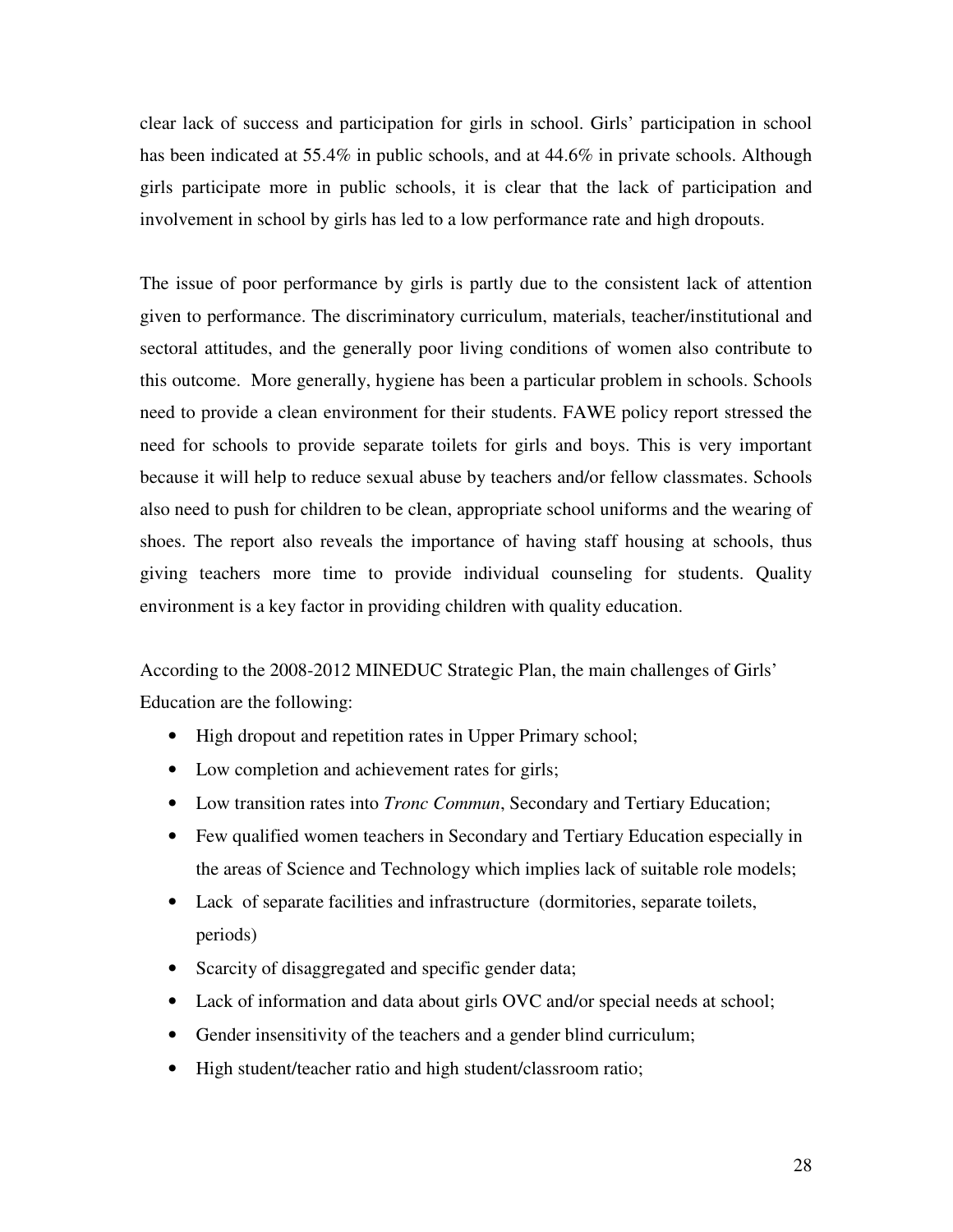clear lack of success and participation for girls in school. Girls' participation in school has been indicated at 55.4% in public schools, and at 44.6% in private schools. Although girls participate more in public schools, it is clear that the lack of participation and involvement in school by girls has led to a low performance rate and high dropouts.

The issue of poor performance by girls is partly due to the consistent lack of attention given to performance. The discriminatory curriculum, materials, teacher/institutional and sectoral attitudes, and the generally poor living conditions of women also contribute to this outcome. More generally, hygiene has been a particular problem in schools. Schools need to provide a clean environment for their students. FAWE policy report stressed the need for schools to provide separate toilets for girls and boys. This is very important because it will help to reduce sexual abuse by teachers and/or fellow classmates. Schools also need to push for children to be clean, appropriate school uniforms and the wearing of shoes. The report also reveals the importance of having staff housing at schools, thus giving teachers more time to provide individual counseling for students. Quality environment is a key factor in providing children with quality education.

According to the 2008-2012 MINEDUC Strategic Plan, the main challenges of Girls' Education are the following:

- High dropout and repetition rates in Upper Primary school;
- Low completion and achievement rates for girls;
- Low transition rates into *Tronc Commun*, Secondary and Tertiary Education;
- Few qualified women teachers in Secondary and Tertiary Education especially in the areas of Science and Technology which implies lack of suitable role models;
- Lack of separate facilities and infrastructure (dormitories, separate toilets, periods)
- Scarcity of disaggregated and specific gender data;
- Lack of information and data about girls OVC and/or special needs at school;
- Gender insensitivity of the teachers and a gender blind curriculum;
- High student/teacher ratio and high student/classroom ratio;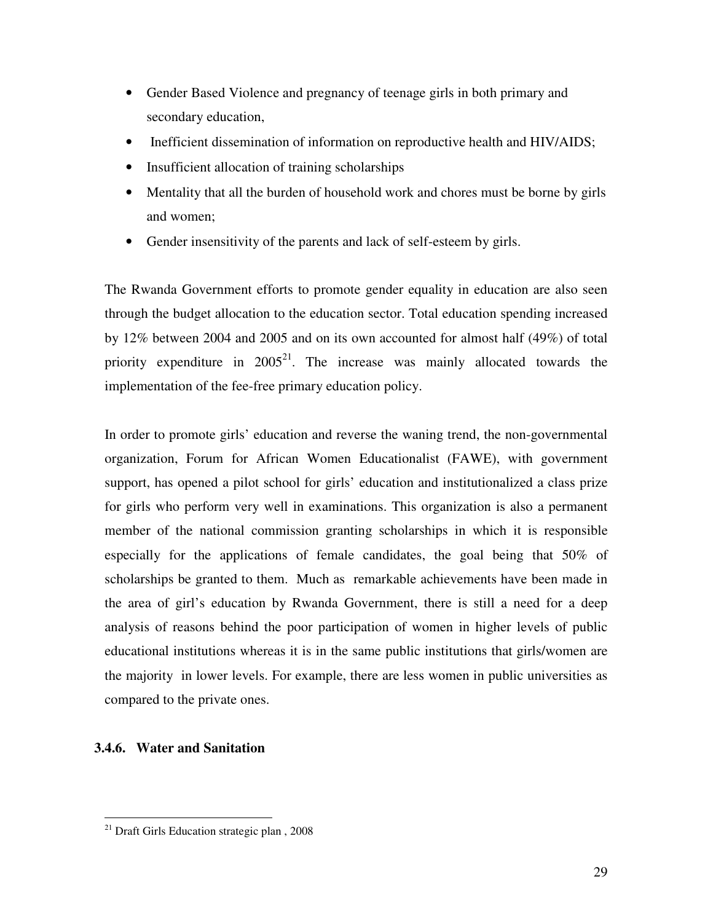- Gender Based Violence and pregnancy of teenage girls in both primary and secondary education,
- Inefficient dissemination of information on reproductive health and HIV/AIDS;
- Insufficient allocation of training scholarships
- Mentality that all the burden of household work and chores must be borne by girls and women;
- Gender insensitivity of the parents and lack of self-esteem by girls.

The Rwanda Government efforts to promote gender equality in education are also seen through the budget allocation to the education sector. Total education spending increased by 12% between 2004 and 2005 and on its own accounted for almost half (49%) of total priority expenditure in 2005[21]. The increase was mainly allocated towards the implementation of the fee-free primary education policy.

In order to promote girls' education and reverse the waning trend, the non-governmental organization, Forum for African Women Educationalist (FAWE), with government support, has opened a pilot school for girls' education and institutionalized a class prize for girls who perform very well in examinations. This organization is also a permanent member of the national commission granting scholarships in which it is responsible especially for the applications of female candidates, the goal being that 50% of scholarships be granted to them. Much as remarkable achievements have been made in the area of girl's education by Rwanda Government, there is still a need for a deep analysis of reasons behind the poor participation of women in higher levels of public educational institutions whereas it is in the same public institutions that girls/women are the majority in lower levels. For example, there are less women in public universities as compared to the private ones.

### 3.4.6. Water and Sanitation

[21] Draft Girls Education strategic plan , 2008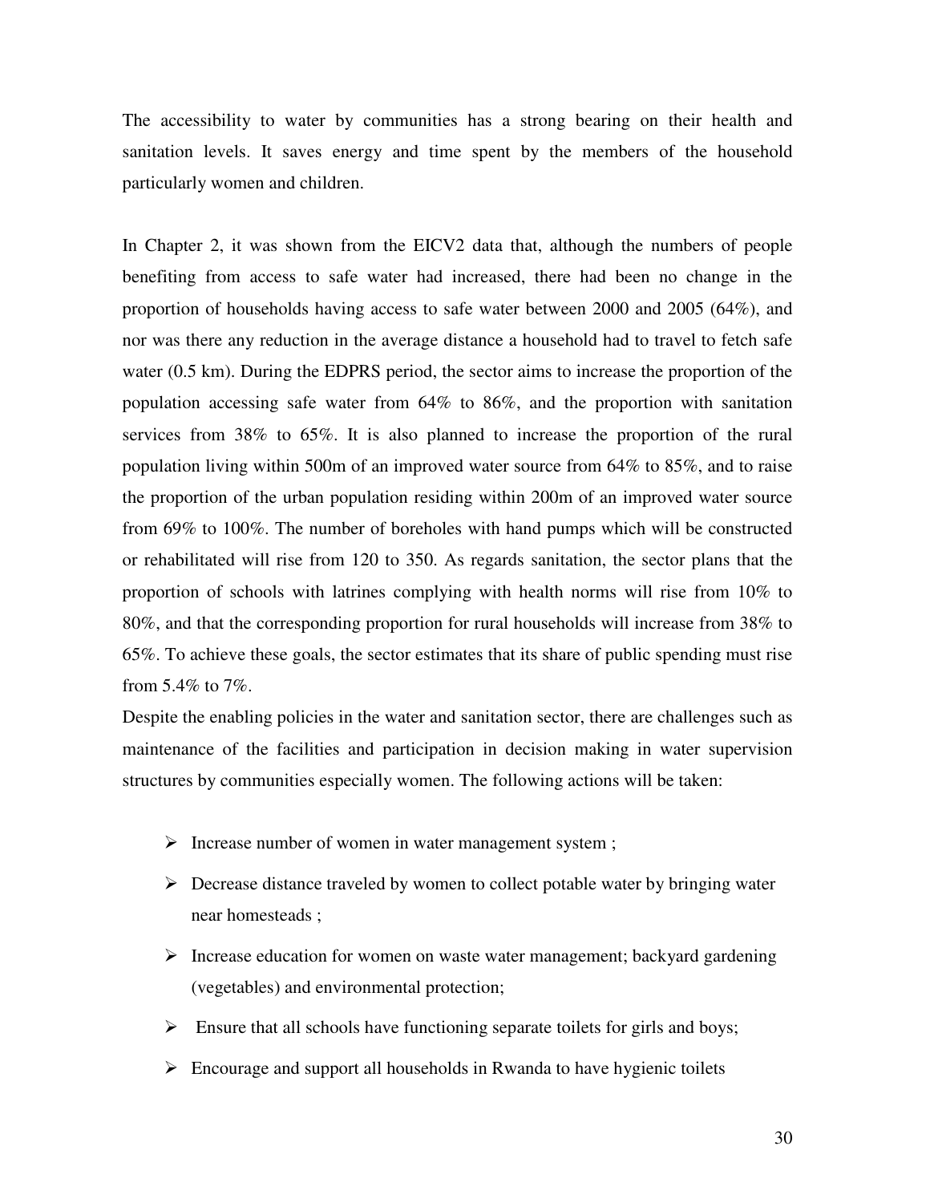The accessibility to water by communities has a strong bearing on their health and sanitation levels. It saves energy and time spent by the members of the household particularly women and children.

In Chapter 2, it was shown from the EICV2 data that, although the numbers of people benefiting from access to safe water had increased, there had been no change in the proportion of households having access to safe water between 2000 and 2005 (64%), and nor was there any reduction in the average distance a household had to travel to fetch safe water (0.5 km). During the EDPRS period, the sector aims to increase the proportion of the population accessing safe water from 64% to 86%, and the proportion with sanitation services from 38% to 65%. It is also planned to increase the proportion of the rural population living within 500m of an improved water source from 64% to 85%, and to raise the proportion of the urban population residing within 200m of an improved water source from 69% to 100%. The number of boreholes with hand pumps which will be constructed or rehabilitated will rise from 120 to 350. As regards sanitation, the sector plans that the proportion of schools with latrines complying with health norms will rise from 10% to 80%, and that the corresponding proportion for rural households will increase from 38% to 65%. To achieve these goals, the sector estimates that its share of public spending must rise from 5.4% to 7%.

Despite the enabling policies in the water and sanitation sector, there are challenges such as maintenance of the facilities and participation in decision making in water supervision structures by communities especially women. The following actions will be taken:

- Increase number of women in water management system ;
- Decrease distance traveled by women to collect potable water by bringing water near homesteads ;
- Increase education for women on waste water management; backyard gardening (vegetables) and environmental protection;
- Ensure that all schools have functioning separate toilets for girls and boys;
- Encourage and support all households in Rwanda to have hygienic toilets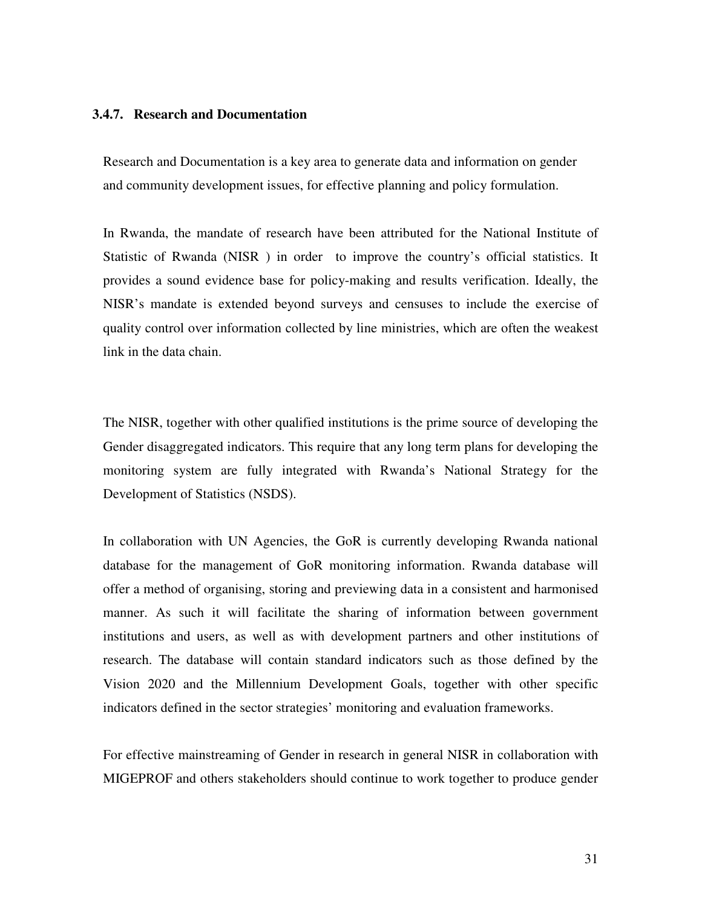### 3.4.7. Research and Documentation

Research and Documentation is a key area to generate data and information on gender and community development issues, for effective planning and policy formulation.

In Rwanda, the mandate of research have been attributed for the National Institute of Statistic of Rwanda (NISR ) in order to improve the country's official statistics. It provides a sound evidence base for policy-making and results verification. Ideally, the NISR's mandate is extended beyond surveys and censuses to include the exercise of quality control over information collected by line ministries, which are often the weakest link in the data chain.

The NISR, together with other qualified institutions is the prime source of developing the Gender disaggregated indicators. This require that any long term plans for developing the monitoring system are fully integrated with Rwanda's National Strategy for the Development of Statistics (NSDS).

In collaboration with UN Agencies, the GoR is currently developing Rwanda national database for the management of GoR monitoring information. Rwanda database will offer a method of organising, storing and previewing data in a consistent and harmonised manner. As such it will facilitate the sharing of information between government institutions and users, as well as with development partners and other institutions of research. The database will contain standard indicators such as those defined by the Vision 2020 and the Millennium Development Goals, together with other specific indicators defined in the sector strategies' monitoring and evaluation frameworks.

For effective mainstreaming of Gender in research in general NISR in collaboration with MIGEPROF and others stakeholders should continue to work together to produce gender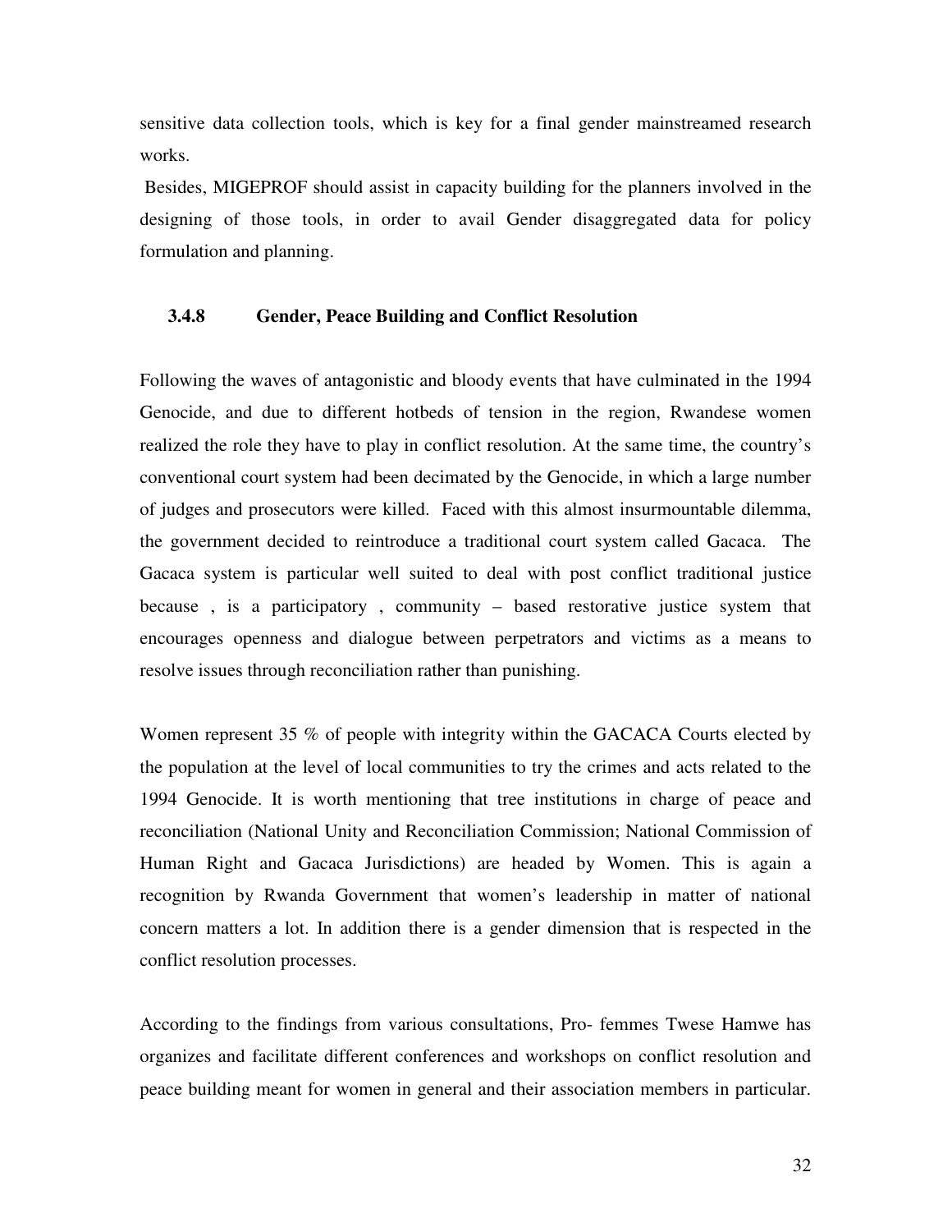sensitive data collection tools, which is key for a final gender mainstreamed research works.

Besides, MIGEPROF should assist in capacity building for the planners involved in the designing of those tools, in order to avail Gender disaggregated data for policy formulation and planning.

### 3.4.8 Gender, Peace Building and Conflict Resolution

Following the waves of antagonistic and bloody events that have culminated in the 1994 Genocide, and due to different hotbeds of tension in the region, Rwandese women realized the role they have to play in conflict resolution. At the same time, the country's conventional court system had been decimated by the Genocide, in which a large number of judges and prosecutors were killed. Faced with this almost insurmountable dilemma, the government decided to reintroduce a traditional court system called Gacaca. The Gacaca system is particular well suited to deal with post conflict traditional justice because , is a participatory , community – based restorative justice system that encourages openness and dialogue between perpetrators and victims as a means to resolve issues through reconciliation rather than punishing.

Women represent 35 % of people with integrity within the GACACA Courts elected by the population at the level of local communities to try the crimes and acts related to the 1994 Genocide. It is worth mentioning that tree institutions in charge of peace and reconciliation (National Unity and Reconciliation Commission; National Commission of Human Right and Gacaca Jurisdictions) are headed by Women. This is again a recognition by Rwanda Government that women's leadership in matter of national concern matters a lot. In addition there is a gender dimension that is respected in the conflict resolution processes.

According to the findings from various consultations, Pro- femmes Twese Hamwe has organizes and facilitate different conferences and workshops on conflict resolution and peace building meant for women in general and their association members in particular.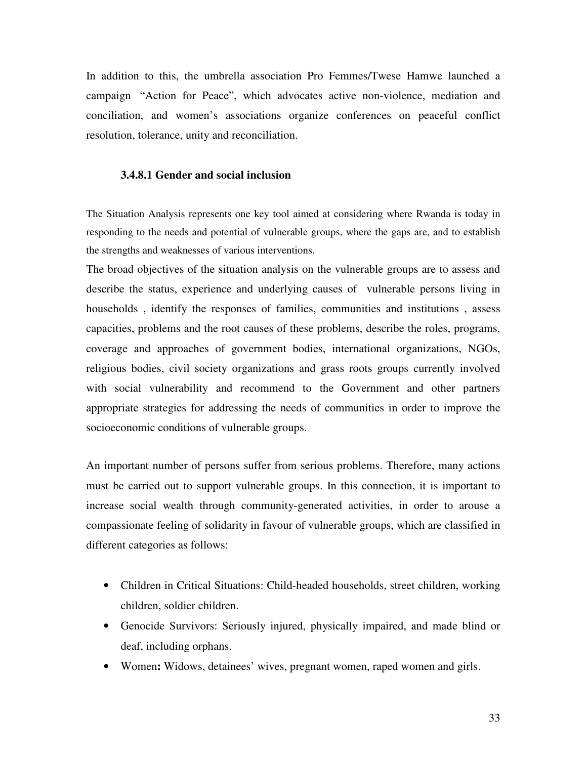In addition to this, the umbrella association Pro Femmes/Twese Hamwe launched a campaign "Action for Peace", which advocates active non-violence, mediation and conciliation, and women's associations organize conferences on peaceful conflict resolution, tolerance, unity and reconciliation.

#### 3.4.8.1 Gender and social inclusion

The Situation Analysis represents one key tool aimed at considering where Rwanda is today in responding to the needs and potential of vulnerable groups, where the gaps are, and to establish the strengths and weaknesses of various interventions.

The broad objectives of the situation analysis on the vulnerable groups are to assess and describe the status, experience and underlying causes of vulnerable persons living in households , identify the responses of families, communities and institutions , assess capacities, problems and the root causes of these problems, describe the roles, programs, coverage and approaches of government bodies, international organizations, NGOs, religious bodies, civil society organizations and grass roots groups currently involved with social vulnerability and recommend to the Government and other partners appropriate strategies for addressing the needs of communities in order to improve the socioeconomic conditions of vulnerable groups.

An important number of persons suffer from serious problems. Therefore, many actions must be carried out to support vulnerable groups. In this connection, it is important to increase social wealth through community-generated activities, in order to arouse a compassionate feeling of solidarity in favour of vulnerable groups, which are classified in different categories as follows:

- Children in Critical Situations: Child-headed households, street children, working children, soldier children.
- Genocide Survivors: Seriously injured, physically impaired, and made blind or deaf, including orphans.
- Women**:** Widows, detainees' wives, pregnant women, raped women and girls.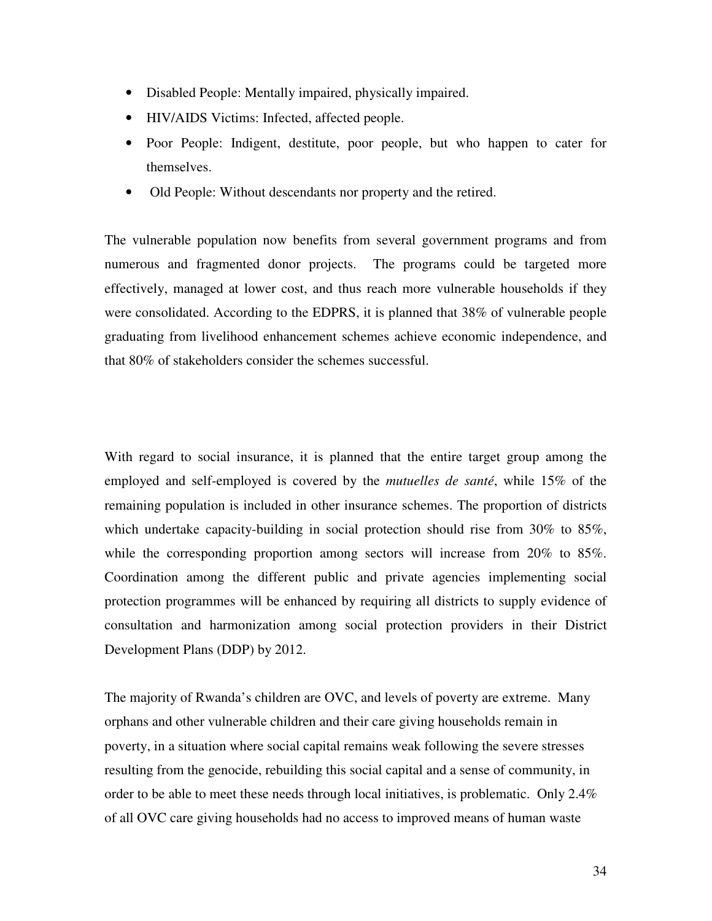- Disabled People: Mentally impaired, physically impaired.
- HIV/AIDS Victims: Infected, affected people.
- Poor People: Indigent, destitute, poor people, but who happen to cater for themselves.
- Old People: Without descendants nor property and the retired.

The vulnerable population now benefits from several government programs and from numerous and fragmented donor projects. The programs could be targeted more effectively, managed at lower cost, and thus reach more vulnerable households if they were consolidated. According to the EDPRS, it is planned that 38% of vulnerable people graduating from livelihood enhancement schemes achieve economic independence, and that 80% of stakeholders consider the schemes successful.

With regard to social insurance, it is planned that the entire target group among the employed and self-employed is covered by the *mutuelles de santé*, while 15% of the remaining population is included in other insurance schemes. The proportion of districts which undertake capacity-building in social protection should rise from 30% to 85%, while the corresponding proportion among sectors will increase from 20% to 85%. Coordination among the different public and private agencies implementing social protection programmes will be enhanced by requiring all districts to supply evidence of consultation and harmonization among social protection providers in their District Development Plans (DDP) by 2012.

The majority of Rwanda's children are OVC, and levels of poverty are extreme. Many orphans and other vulnerable children and their care giving households remain in poverty, in a situation where social capital remains weak following the severe stresses resulting from the genocide, rebuilding this social capital and a sense of community, in order to be able to meet these needs through local initiatives, is problematic. Only 2.4% of all OVC care giving households had no access to improved means of human waste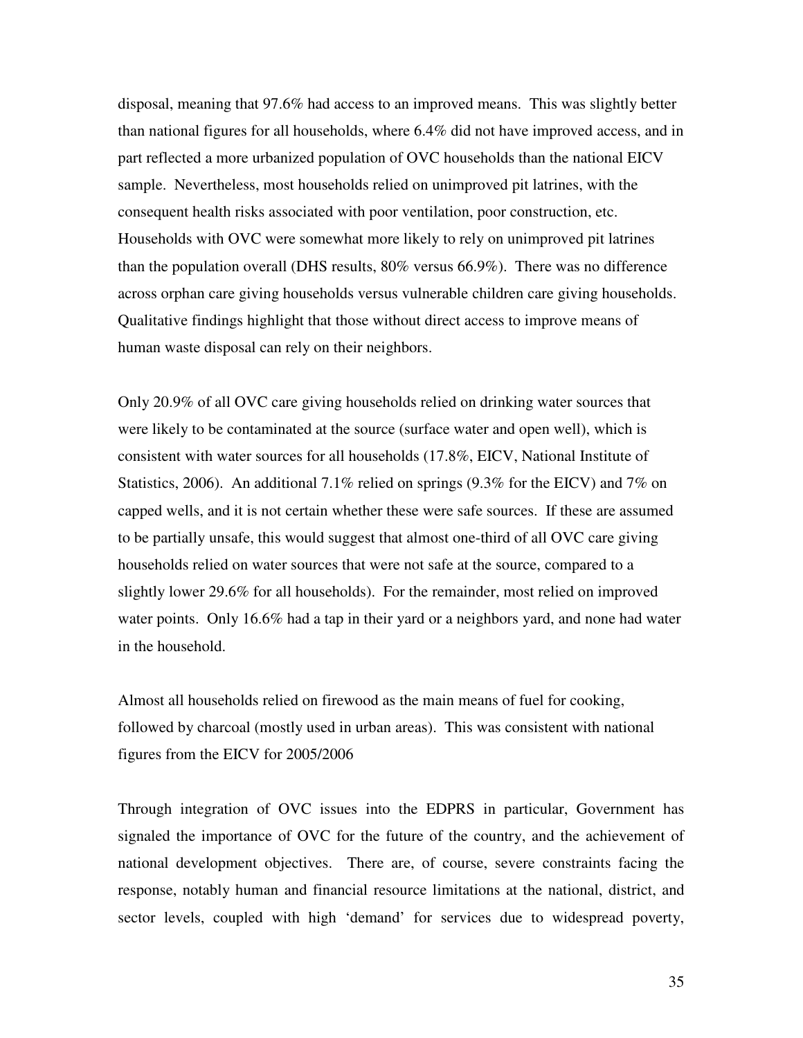disposal, meaning that 97.6% had access to an improved means. This was slightly better than national figures for all households, where 6.4% did not have improved access, and in part reflected a more urbanized population of OVC households than the national EICV sample. Nevertheless, most households relied on unimproved pit latrines, with the consequent health risks associated with poor ventilation, poor construction, etc. Households with OVC were somewhat more likely to rely on unimproved pit latrines than the population overall (DHS results, 80% versus 66.9%). There was no difference across orphan care giving households versus vulnerable children care giving households. Qualitative findings highlight that those without direct access to improve means of human waste disposal can rely on their neighbors.

Only 20.9% of all OVC care giving households relied on drinking water sources that were likely to be contaminated at the source (surface water and open well), which is consistent with water sources for all households (17.8%, EICV, National Institute of Statistics, 2006). An additional 7.1% relied on springs (9.3% for the EICV) and 7% on capped wells, and it is not certain whether these were safe sources. If these are assumed to be partially unsafe, this would suggest that almost one-third of all OVC care giving households relied on water sources that were not safe at the source, compared to a slightly lower 29.6% for all households). For the remainder, most relied on improved water points. Only 16.6% had a tap in their yard or a neighbors yard, and none had water in the household.

Almost all households relied on firewood as the main means of fuel for cooking, followed by charcoal (mostly used in urban areas). This was consistent with national figures from the EICV for 2005/2006

Through integration of OVC issues into the EDPRS in particular, Government has signaled the importance of OVC for the future of the country, and the achievement of national development objectives. There are, of course, severe constraints facing the response, notably human and financial resource limitations at the national, district, and sector levels, coupled with high 'demand' for services due to widespread poverty,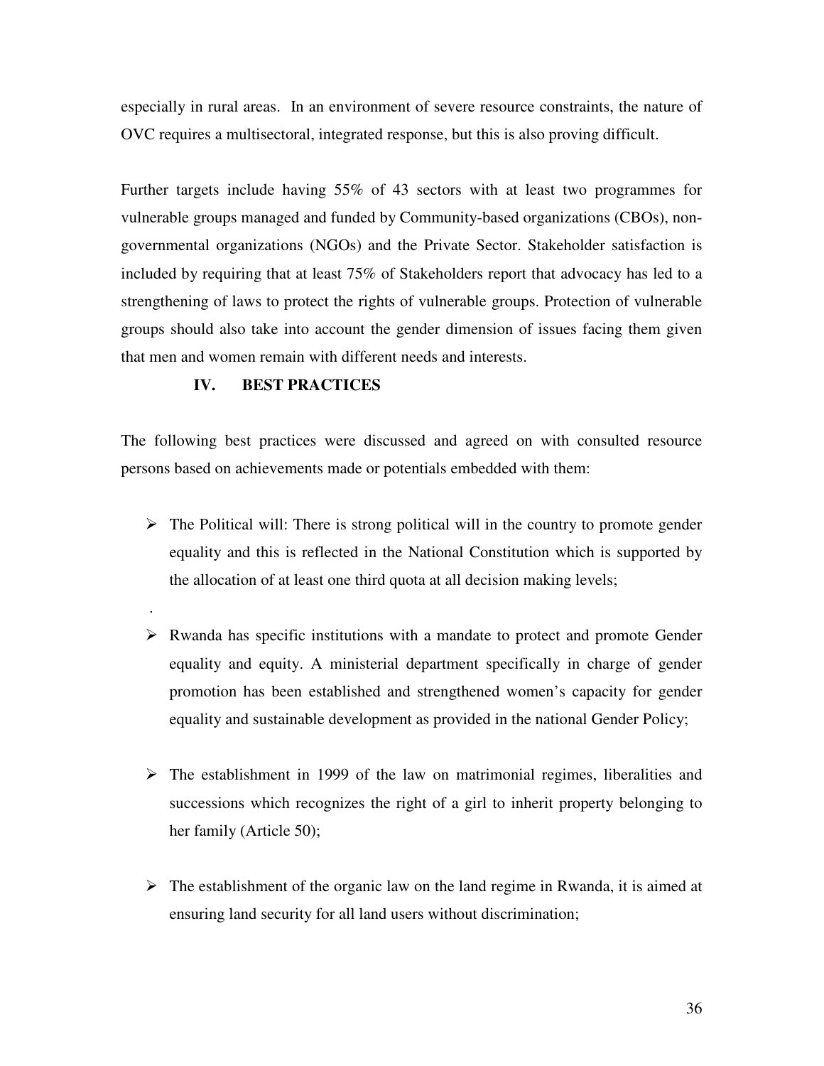especially in rural areas. In an environment of severe resource constraints, the nature of OVC requires a multisectoral, integrated response, but this is also proving difficult.

Further targets include having 55% of 43 sectors with at least two programmes for vulnerable groups managed and funded by Community-based organizations (CBOs), non-governmental organizations (NGOs) and the Private Sector. Stakeholder satisfaction is included by requiring that at least 75% of Stakeholders report that advocacy has led to a strengthening of laws to protect the rights of vulnerable groups. Protection of vulnerable groups should also take into account the gender dimension of issues facing them given that men and women remain with different needs and interests.

## IV. BEST PRACTICES

The following best practices were discussed and agreed on with consulted resource persons based on achievements made or potentials embedded with them:

- The Political will: There is strong political will in the country to promote gender equality and this is reflected in the National Constitution which is supported by the allocation of at least one third quota at all decision making levels;

- Rwanda has specific institutions with a mandate to protect and promote Gender equality and equity. A ministerial department specifically in charge of gender promotion has been established and strengthened women's capacity for gender equality and sustainable development as provided in the national Gender Policy;

- The establishment in 1999 of the law on matrimonial regimes, liberalities and successions which recognizes the right of a girl to inherit property belonging to her family (Article 50);

- The establishment of the organic law on the land regime in Rwanda, it is aimed at ensuring land security for all land users without discrimination;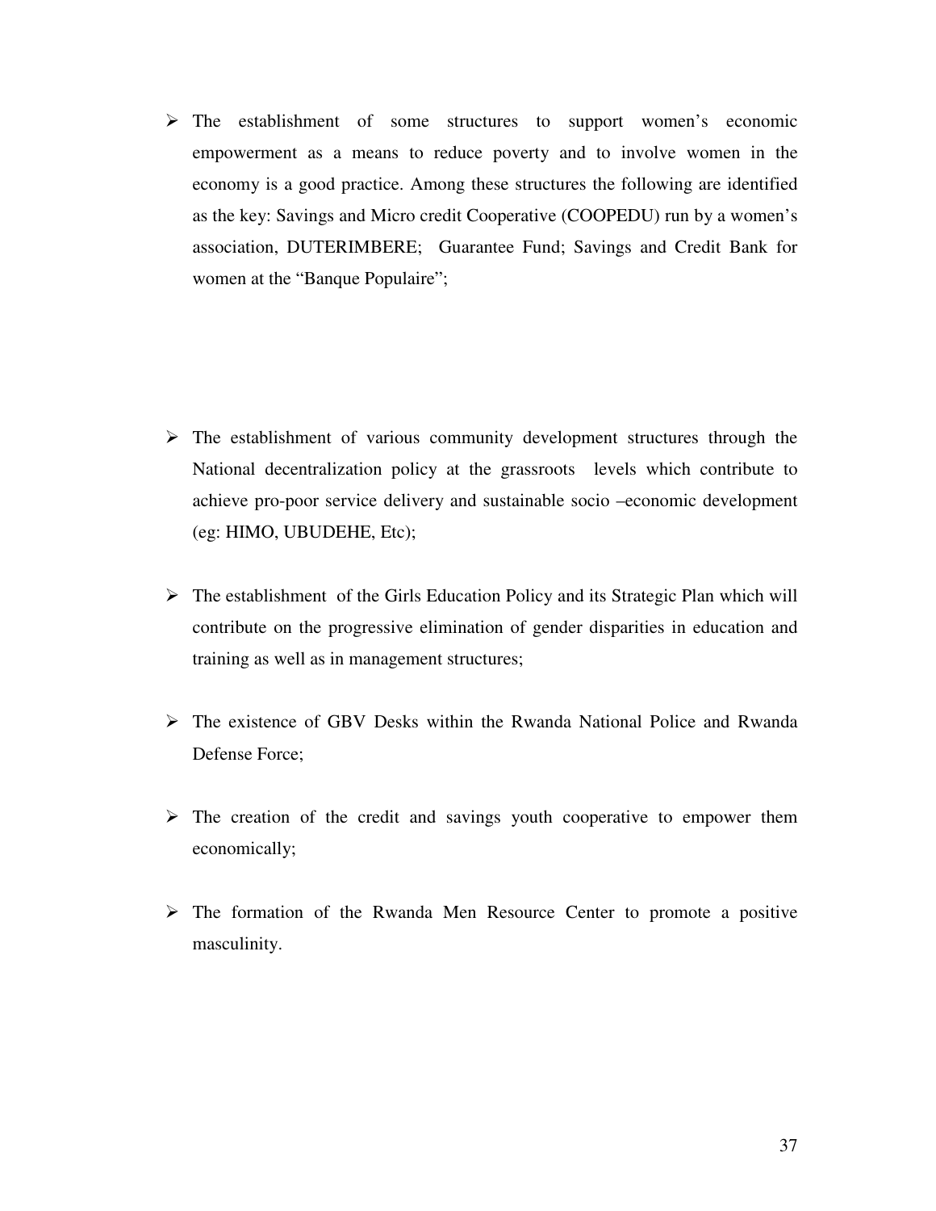- The establishment of some structures to support women's economic empowerment as a means to reduce poverty and to involve women in the economy is a good practice. Among these structures the following are identified as the key: Savings and Micro credit Cooperative (COOPEDU) run by a women's association, DUTERIMBERE; Guarantee Fund; Savings and Credit Bank for women at the "Banque Populaire";

- The establishment of various community development structures through the National decentralization policy at the grassroots levels which contribute to achieve pro-poor service delivery and sustainable socio –economic development (eg: HIMO, UBUDEHE, Etc);

- The establishment of the Girls Education Policy and its Strategic Plan which will contribute on the progressive elimination of gender disparities in education and training as well as in management structures;

- The existence of GBV Desks within the Rwanda National Police and Rwanda Defense Force;

- The creation of the credit and savings youth cooperative to empower them economically;

- The formation of the Rwanda Men Resource Center to promote a positive masculinity.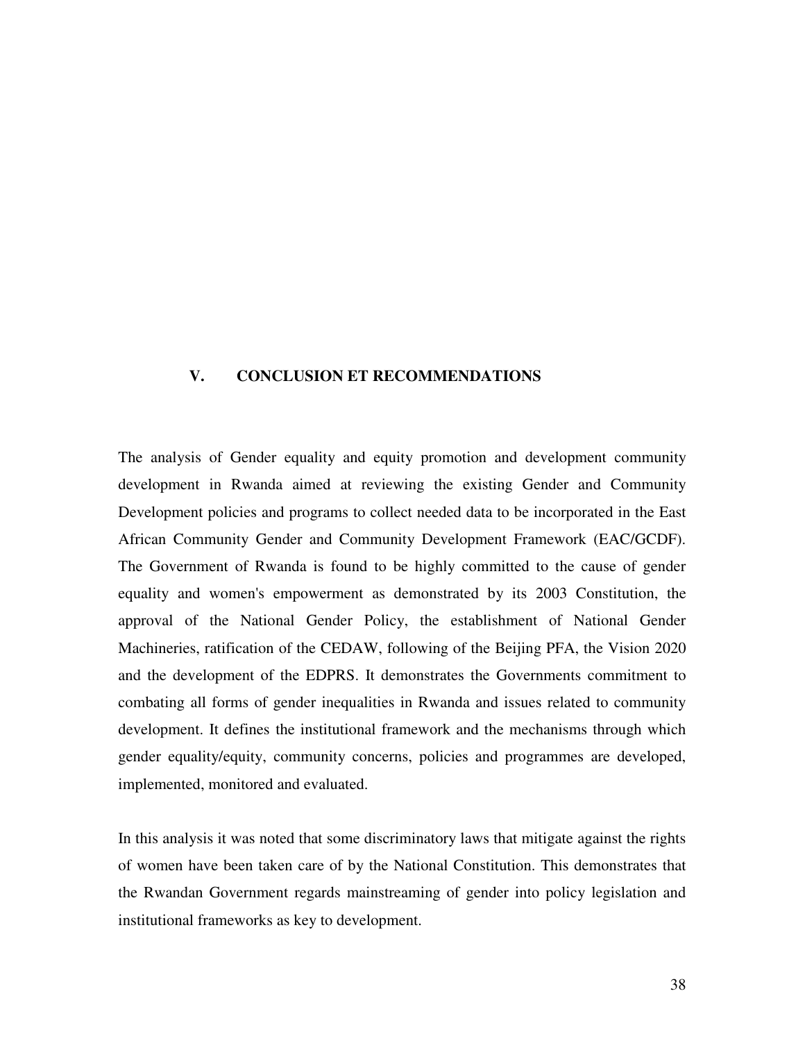## V. CONCLUSION ET RECOMMENDATIONS

The analysis of Gender equality and equity promotion and development community development in Rwanda aimed at reviewing the existing Gender and Community Development policies and programs to collect needed data to be incorporated in the East African Community Gender and Community Development Framework (EAC/GCDF). The Government of Rwanda is found to be highly committed to the cause of gender equality and women's empowerment as demonstrated by its 2003 Constitution, the approval of the National Gender Policy, the establishment of National Gender Machineries, ratification of the CEDAW, following of the Beijing PFA, the Vision 2020 and the development of the EDPRS. It demonstrates the Governments commitment to combating all forms of gender inequalities in Rwanda and issues related to community development. It defines the institutional framework and the mechanisms through which gender equality/equity, community concerns, policies and programmes are developed, implemented, monitored and evaluated.

In this analysis it was noted that some discriminatory laws that mitigate against the rights of women have been taken care of by the National Constitution. This demonstrates that the Rwandan Government regards mainstreaming of gender into policy legislation and institutional frameworks as key to development.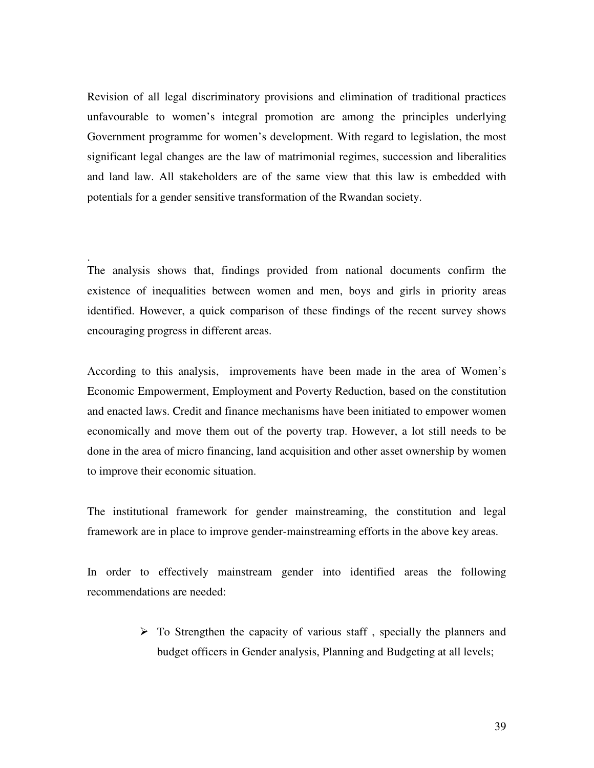Revision of all legal discriminatory provisions and elimination of traditional practices unfavourable to women's integral promotion are among the principles underlying Government programme for women's development. With regard to legislation, the most significant legal changes are the law of matrimonial regimes, succession and liberalities and land law. All stakeholders are of the same view that this law is embedded with potentials for a gender sensitive transformation of the Rwandan society.

.
The analysis shows that, findings provided from national documents confirm the existence of inequalities between women and men, boys and girls in priority areas identified. However, a quick comparison of these findings of the recent survey shows encouraging progress in different areas.

According to this analysis, improvements have been made in the area of Women's Economic Empowerment, Employment and Poverty Reduction, based on the constitution and enacted laws. Credit and finance mechanisms have been initiated to empower women economically and move them out of the poverty trap. However, a lot still needs to be done in the area of micro financing, land acquisition and other asset ownership by women to improve their economic situation.

The institutional framework for gender mainstreaming, the constitution and legal framework are in place to improve gender-mainstreaming efforts in the above key areas.

In order to effectively mainstream gender into identified areas the following recommendations are needed:

- To Strengthen the capacity of various staff , specially the planners and budget officers in Gender analysis, Planning and Budgeting at all levels;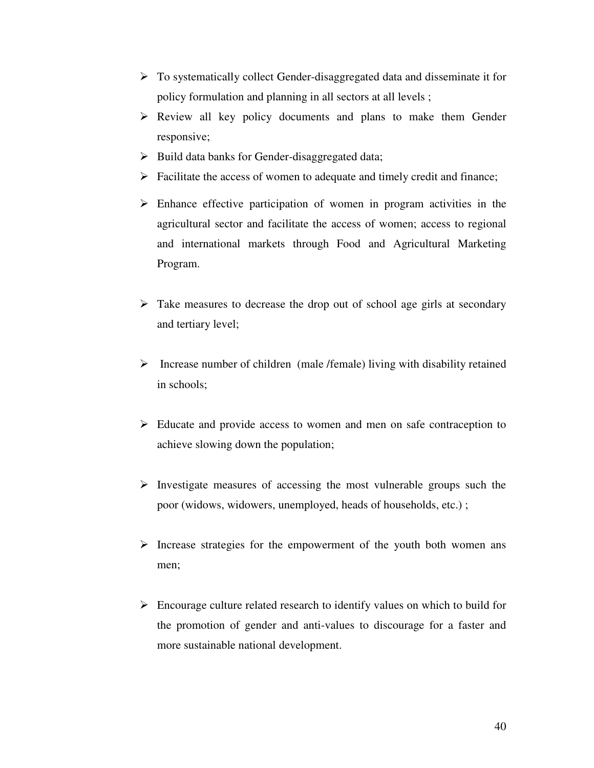- To systematically collect Gender-disaggregated data and disseminate it for policy formulation and planning in all sectors at all levels ;
- Review all key policy documents and plans to make them Gender responsive;
- Build data banks for Gender-disaggregated data;
- Facilitate the access of women to adequate and timely credit and finance;
- Enhance effective participation of women in program activities in the agricultural sector and facilitate the access of women; access to regional and international markets through Food and Agricultural Marketing Program.
- Take measures to decrease the drop out of school age girls at secondary and tertiary level;
- Increase number of children (male /female) living with disability retained in schools;
- Educate and provide access to women and men on safe contraception to achieve slowing down the population;
- Investigate measures of accessing the most vulnerable groups such the poor (widows, widowers, unemployed, heads of households, etc.) ;
- Increase strategies for the empowerment of the youth both women ans men;
- Encourage culture related research to identify values on which to build for the promotion of gender and anti-values to discourage for a faster and more sustainable national development.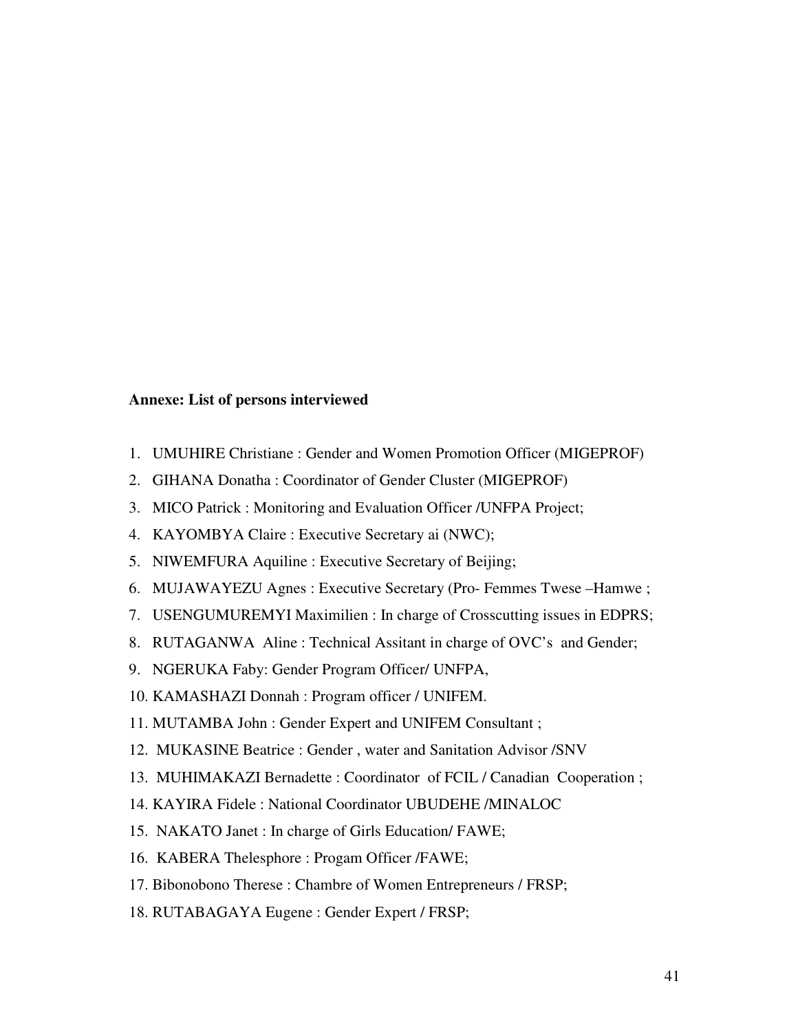**Annexe: List of persons interviewed**

1. UMUHIRE Christiane : Gender and Women Promotion Officer (MIGEPROF)
2. GIHANA Donatha : Coordinator of Gender Cluster (MIGEPROF)
3. MICO Patrick : Monitoring and Evaluation Officer /UNFPA Project;
4. KAYOMBYA Claire : Executive Secretary ai (NWC);
5. NIWEMFURA Aquiline : Executive Secretary of Beijing;
6. MUJAWAYEZU Agnes : Executive Secretary (Pro- Femmes Twese –Hamwe ;
7. USENGUMUREMYI Maximilien : In charge of Crosscutting issues in EDPRS;
8. RUTAGANWA Aline : Technical Assitant in charge of OVC's and Gender;
9. NGERUKA Faby: Gender Program Officer/ UNFPA,
10. KAMASHAZI Donnah : Program officer / UNIFEM.
11. MUTAMBA John : Gender Expert and UNIFEM Consultant ;
12. MUKASINE Beatrice : Gender , water and Sanitation Advisor /SNV
13. MUHIMAKAZI Bernadette : Coordinator of FCIL / Canadian Cooperation ;
14. KAYIRA Fidele : National Coordinator UBUDEHE /MINALOC
15. NAKATO Janet : In charge of Girls Education/ FAWE;
16. KABERA Thelesphore : Progam Officer /FAWE;
17. Bibonobono Therese : Chambre of Women Entrepreneurs / FRSP;
18. RUTABAGAYA Eugene : Gender Expert / FRSP;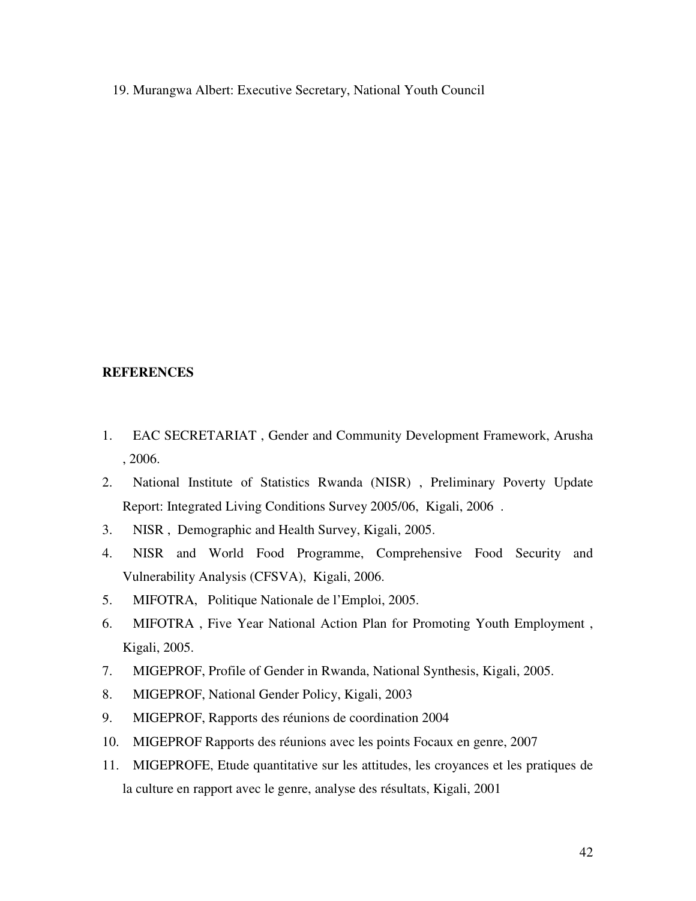19. Murangwa Albert: Executive Secretary, National Youth Council

**REFERENCES**

1. EAC SECRETARIAT , Gender and Community Development Framework, Arusha , 2006.
2. National Institute of Statistics Rwanda (NISR) , Preliminary Poverty Update Report: Integrated Living Conditions Survey 2005/06, Kigali, 2006 .
3. NISR , Demographic and Health Survey, Kigali, 2005.
4. NISR and World Food Programme, Comprehensive Food Security and Vulnerability Analysis (CFSVA), Kigali, 2006.
5. MIFOTRA, Politique Nationale de l'Emploi, 2005.
6. MIFOTRA , Five Year National Action Plan for Promoting Youth Employment , Kigali, 2005.
7. MIGEPROF, Profile of Gender in Rwanda, National Synthesis, Kigali, 2005.
8. MIGEPROF, National Gender Policy, Kigali, 2003
9. MIGEPROF, Rapports des réunions de coordination 2004
10. MIGEPROF Rapports des réunions avec les points Focaux en genre, 2007
11. MIGEPROFE, Etude quantitative sur les attitudes, les croyances et les pratiques de la culture en rapport avec le genre, analyse des résultats, Kigali, 2001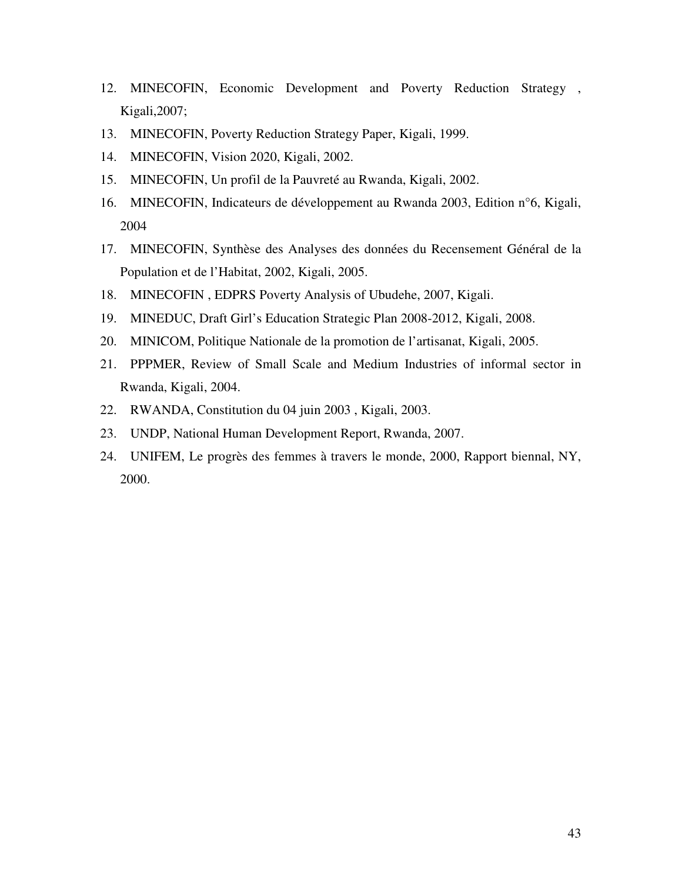12. MINECOFIN, Economic Development and Poverty Reduction Strategy , Kigali,2007;
13. MINECOFIN, Poverty Reduction Strategy Paper, Kigali, 1999.
14. MINECOFIN, Vision 2020, Kigali, 2002.
15. MINECOFIN, Un profil de la Pauvreté au Rwanda, Kigali, 2002.
16. MINECOFIN, Indicateurs de développement au Rwanda 2003, Edition n°6, Kigali, 2004
17. MINECOFIN, Synthèse des Analyses des données du Recensement Général de la Population et de l'Habitat, 2002, Kigali, 2005.
18. MINECOFIN , EDPRS Poverty Analysis of Ubudehe, 2007, Kigali.
19. MINEDUC, Draft Girl's Education Strategic Plan 2008-2012, Kigali, 2008.
20. MINICOM, Politique Nationale de la promotion de l'artisanat, Kigali, 2005.
21. PPPMER, Review of Small Scale and Medium Industries of informal sector in Rwanda, Kigali, 2004.
22. RWANDA, Constitution du 04 juin 2003 , Kigali, 2003.
23. UNDP, National Human Development Report, Rwanda, 2007.
24. UNIFEM, Le progrès des femmes à travers le monde, 2000, Rapport biennal, NY, 2000.